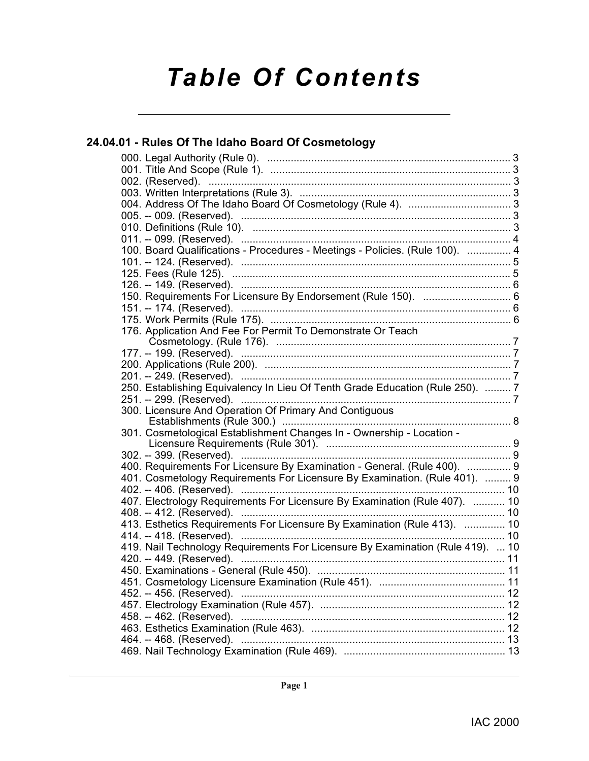# Table Of Contents

## 24.04.01 - Rules Of The Idaho Board Of Cosmetology

000. Legal Authority (Rule 0). .................................................................................. 3
001. Title And Scope (Rule 1). .................................................................................. 3
002. (Reserved). ....................................................................................................... 3
003. Written Interpretations (Rule 3). ........................................................................ 3
004. Address Of The Idaho Board Of Cosmetology (Rule 4). ................................... 3
005. -- 009. (Reserved). ............................................................................................ 3
010. Definitions (Rule 10). ......................................................................................... 3
011. -- 099. (Reserved). ............................................................................................ 4
100. Board Qualifications - Procedures - Meetings - Policies. (Rule 100). ............... 4
101. -- 124. (Reserved). ............................................................................................ 5
125. Fees (Rule 125). ................................................................................................ 5
126. -- 149. (Reserved). ............................................................................................ 6
150. Requirements For Licensure By Endorsement (Rule 150). .............................. 6
151. -- 174. (Reserved). ............................................................................................ 6
175. Work Permits (Rule 175). .................................................................................. 6
176. Application And Fee For Permit To Demonstrate Or Teach Cosmetology. (Rule 176). ................................................................................ 7
177. -- 199. (Reserved). ............................................................................................ 7
200. Applications (Rule 200). .................................................................................... 7
201. -- 249. (Reserved). ............................................................................................ 7
250. Establishing Equivalency In Lieu Of Tenth Grade Education (Rule 250). ......... 7
251. -- 299. (Reserved). ............................................................................................ 7
300. Licensure And Operation Of Primary And Contiguous Establishments (Rule 300.) .............................................................................. 8
301. Cosmetological Establishment Changes In - Ownership - Location - Licensure Requirements (Rule 301). ............................................................... 9
302. -- 399. (Reserved). ............................................................................................ 9
400. Requirements For Licensure By Examination - General. (Rule 400). ............... 9
401. Cosmetology Requirements For Licensure By Examination. (Rule 401). ......... 9
402. -- 406. (Reserved). .......................................................................................... 10
407. Electrology Requirements For Licensure By Examination (Rule 407). ........... 10
408. -- 412. (Reserved). .......................................................................................... 10
413. Esthetics Requirements For Licensure By Examination (Rule 413). .............. 10
414. -- 418. (Reserved). .......................................................................................... 10
419. Nail Technology Requirements For Licensure By Examination (Rule 419). ... 10
420. -- 449. (Reserved). .......................................................................................... 11
450. Examinations - General (Rule 450). ................................................................ 11
451. Cosmetology Licensure Examination (Rule 451). ........................................... 11
452. -- 456. (Reserved). .......................................................................................... 12
457. Electrology Examination (Rule 457). ............................................................... 12
458. -- 462. (Reserved). .......................................................................................... 12
463. Esthetics Examination (Rule 463). .................................................................. 12
464. -- 468. (Reserved). .......................................................................................... 13
469. Nail Technology Examination (Rule 469). ....................................................... 13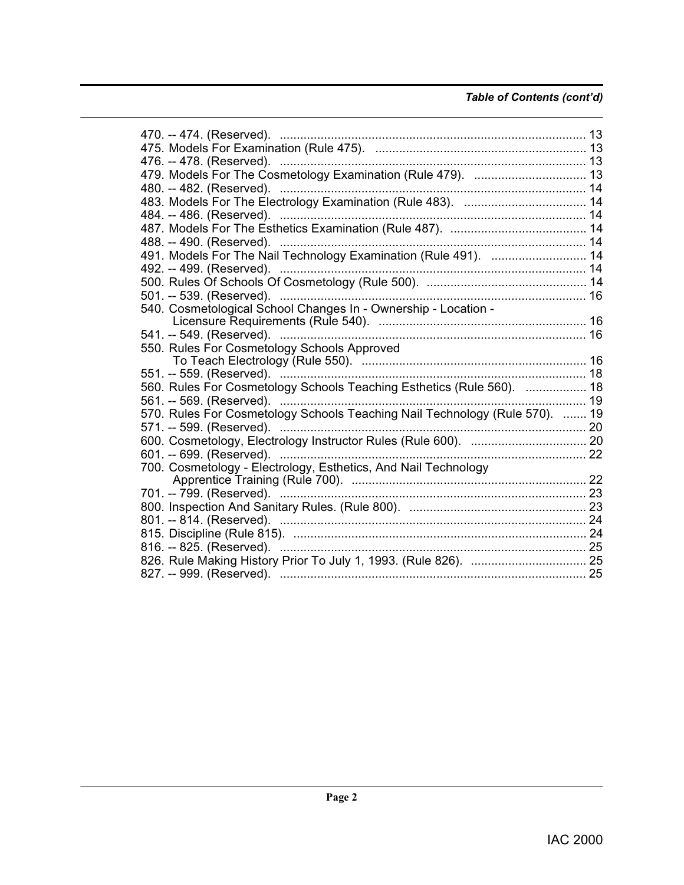*Table of Contents (cont'd)*

470. -- 474. (Reserved). .......................................................................................... 13
475. Models For Examination (Rule 475). .............................................................. 13
476. -- 478. (Reserved). .......................................................................................... 13
479. Models For The Cosmetology Examination (Rule 479). ................................. 13
480. -- 482. (Reserved). .......................................................................................... 14
483. Models For The Electrology Examination (Rule 483). .................................... 14
484. -- 486. (Reserved). .......................................................................................... 14
487. Models For The Esthetics Examination (Rule 487). ........................................ 14
488. -- 490. (Reserved). .......................................................................................... 14
491. Models For The Nail Technology Examination (Rule 491). ............................ 14
492. -- 499. (Reserved). .......................................................................................... 14
500. Rules Of Schools Of Cosmetology (Rule 500). ............................................... 14
501. -- 539. (Reserved). .......................................................................................... 16
540. Cosmetological School Changes In - Ownership - Location - Licensure Requirements (Rule 540). ............................................................. 16
541. -- 549. (Reserved). .......................................................................................... 16
550. Rules For Cosmetology Schools Approved To Teach Electrology (Rule 550). .................................................................. 16
551. -- 559. (Reserved). .......................................................................................... 18
560. Rules For Cosmetology Schools Teaching Esthetics (Rule 560). .................. 18
561. -- 569. (Reserved). .......................................................................................... 19
570. Rules For Cosmetology Schools Teaching Nail Technology (Rule 570). ....... 19
571. -- 599. (Reserved). .......................................................................................... 20
600. Cosmetology, Electrology Instructor Rules (Rule 600). .................................. 20
601. -- 699. (Reserved). .......................................................................................... 22
700. Cosmetology - Electrology, Esthetics, And Nail Technology Apprentice Training (Rule 700). ..................................................................... 22
701. -- 799. (Reserved). .......................................................................................... 23
800. Inspection And Sanitary Rules. (Rule 800). .................................................... 23
801. -- 814. (Reserved). .......................................................................................... 24
815. Discipline (Rule 815). ...................................................................................... 24
816. -- 825. (Reserved). .......................................................................................... 25
826. Rule Making History Prior To July 1, 1993. (Rule 826). .................................. 25
827. -- 999. (Reserved). .......................................................................................... 25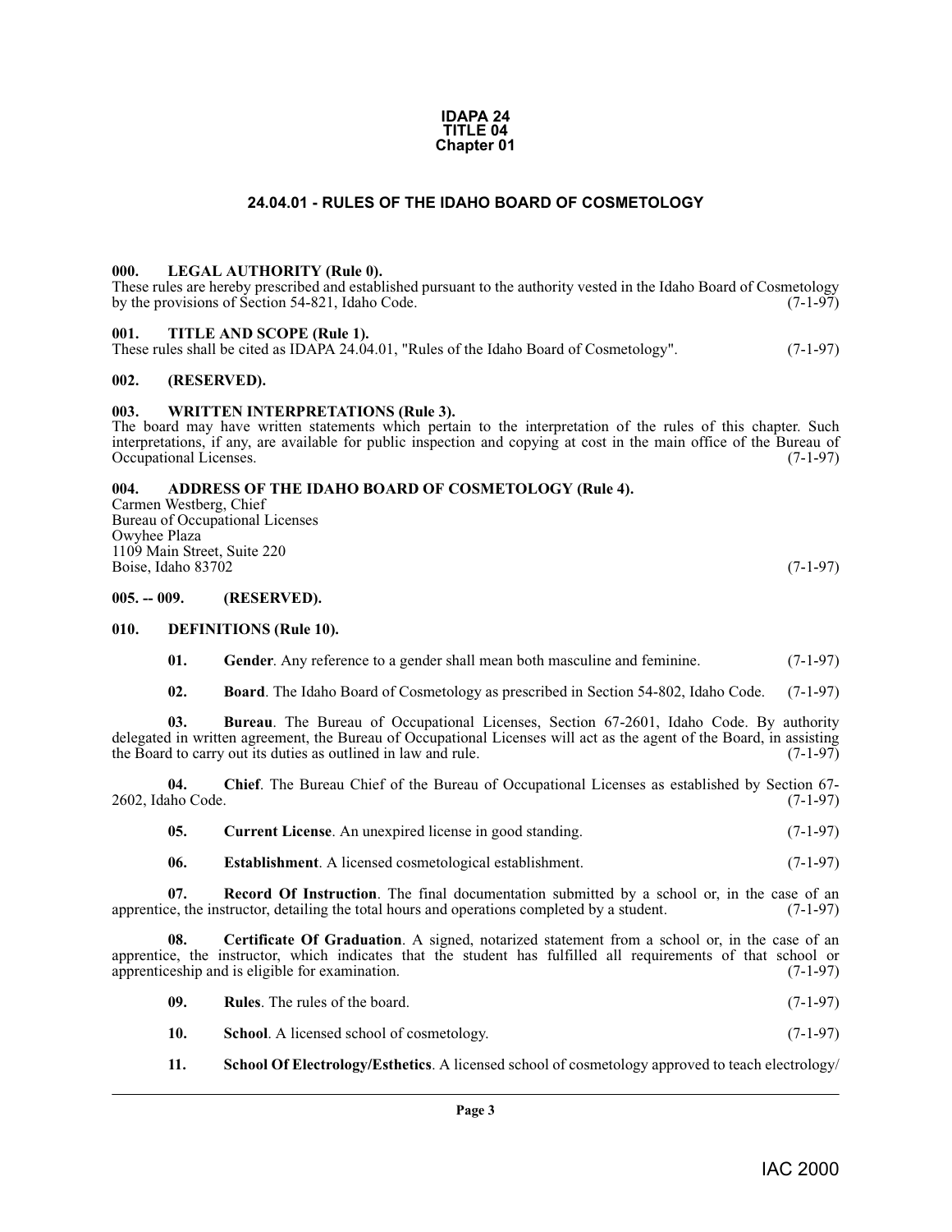# IDAPA 24
# TITLE 04
# Chapter 01

## 24.04.01 - RULES OF THE IDAHO BOARD OF COSMETOLOGY

**000. LEGAL AUTHORITY (Rule 0).**
These rules are hereby prescribed and established pursuant to the authority vested in the Idaho Board of Cosmetology by the provisions of Section 54-821, Idaho Code. (7-1-97)

**001. TITLE AND SCOPE (Rule 1).**
These rules shall be cited as IDAPA 24.04.01, "Rules of the Idaho Board of Cosmetology". (7-1-97)

**002. (RESERVED).**

**003. WRITTEN INTERPRETATIONS (Rule 3).**
The board may have written statements which pertain to the interpretation of the rules of this chapter. Such interpretations, if any, are available for public inspection and copying at cost in the main office of the Bureau of Occupational Licenses. (7-1-97)

**004. ADDRESS OF THE IDAHO BOARD OF COSMETOLOGY (Rule 4).**
Carmen Westberg, Chief
Bureau of Occupational Licenses
Owyhee Plaza
1109 Main Street, Suite 220
Boise, Idaho 83702 (7-1-97)

**005. -- 009. (RESERVED).**

**010. DEFINITIONS (Rule 10).**

**01. Gender**. Any reference to a gender shall mean both masculine and feminine. (7-1-97)

**02. Board**. The Idaho Board of Cosmetology as prescribed in Section 54-802, Idaho Code. (7-1-97)

**03. Bureau**. The Bureau of Occupational Licenses, Section 67-2601, Idaho Code. By authority delegated in written agreement, the Bureau of Occupational Licenses will act as the agent of the Board, in assisting the Board to carry out its duties as outlined in law and rule. (7-1-97)

**04. Chief**. The Bureau Chief of the Bureau of Occupational Licenses as established by Section 67-2602, Idaho Code. (7-1-97)

**05. Current License**. An unexpired license in good standing. (7-1-97)

**06. Establishment**. A licensed cosmetological establishment. (7-1-97)

**07. Record Of Instruction**. The final documentation submitted by a school or, in the case of an apprentice, the instructor, detailing the total hours and operations completed by a student. (7-1-97)

**08. Certificate Of Graduation**. A signed, notarized statement from a school or, in the case of an apprentice, the instructor, which indicates that the student has fulfilled all requirements of that school or apprenticeship and is eligible for examination. (7-1-97)

**09. Rules**. The rules of the board. (7-1-97)

**10. School**. A licensed school of cosmetology. (7-1-97)

**11. School Of Electrology/Esthetics**. A licensed school of cosmetology approved to teach electrology/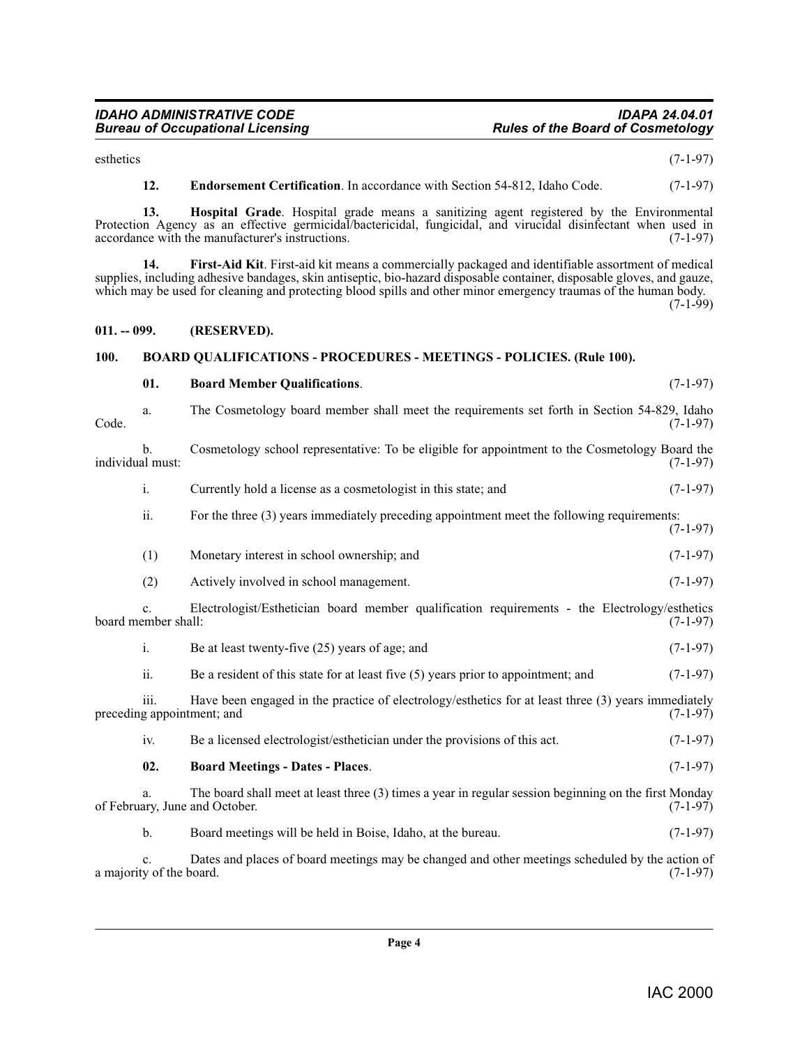esthetics (7-1-97)

**12. Endorsement Certification**. In accordance with Section 54-812, Idaho Code. (7-1-97)

**13. Hospital Grade**. Hospital grade means a sanitizing agent registered by the Environmental Protection Agency as an effective germicidal/bactericidal, fungicidal, and virucidal disinfectant when used in accordance with the manufacturer's instructions. (7-1-97)

**14. First-Aid Kit**. First-aid kit means a commercially packaged and identifiable assortment of medical supplies, including adhesive bandages, skin antiseptic, bio-hazard disposable container, disposable gloves, and gauze, which may be used for cleaning and protecting blood spills and other minor emergency traumas of the human body. (7-1-99)

## 011. -- 099. (RESERVED).

## 100. BOARD QUALIFICATIONS - PROCEDURES - MEETINGS - POLICIES. (Rule 100).

**01. Board Member Qualifications**. (7-1-97)

a. The Cosmetology board member shall meet the requirements set forth in Section 54-829, Idaho Code. (7-1-97)

b. Cosmetology school representative: To be eligible for appointment to the Cosmetology Board the individual must: (7-1-97)

i. Currently hold a license as a cosmetologist in this state; and (7-1-97)

ii. For the three (3) years immediately preceding appointment meet the following requirements: (7-1-97)

(1) Monetary interest in school ownership; and (7-1-97)

(2) Actively involved in school management. (7-1-97)

c. Electrologist/Esthetician board member qualification requirements - the Electrology/esthetics board member shall: (7-1-97)

i. Be at least twenty-five (25) years of age; and (7-1-97)

ii. Be a resident of this state for at least five (5) years prior to appointment; and (7-1-97)

iii. Have been engaged in the practice of electrology/esthetics for at least three (3) years immediately preceding appointment; and (7-1-97)

iv. Be a licensed electrologist/esthetician under the provisions of this act. (7-1-97)

**02. Board Meetings - Dates - Places**. (7-1-97)

a. The board shall meet at least three (3) times a year in regular session beginning on the first Monday of February, June and October. (7-1-97)

b. Board meetings will be held in Boise, Idaho, at the bureau. (7-1-97)

c. Dates and places of board meetings may be changed and other meetings scheduled by the action of a majority of the board. (7-1-97)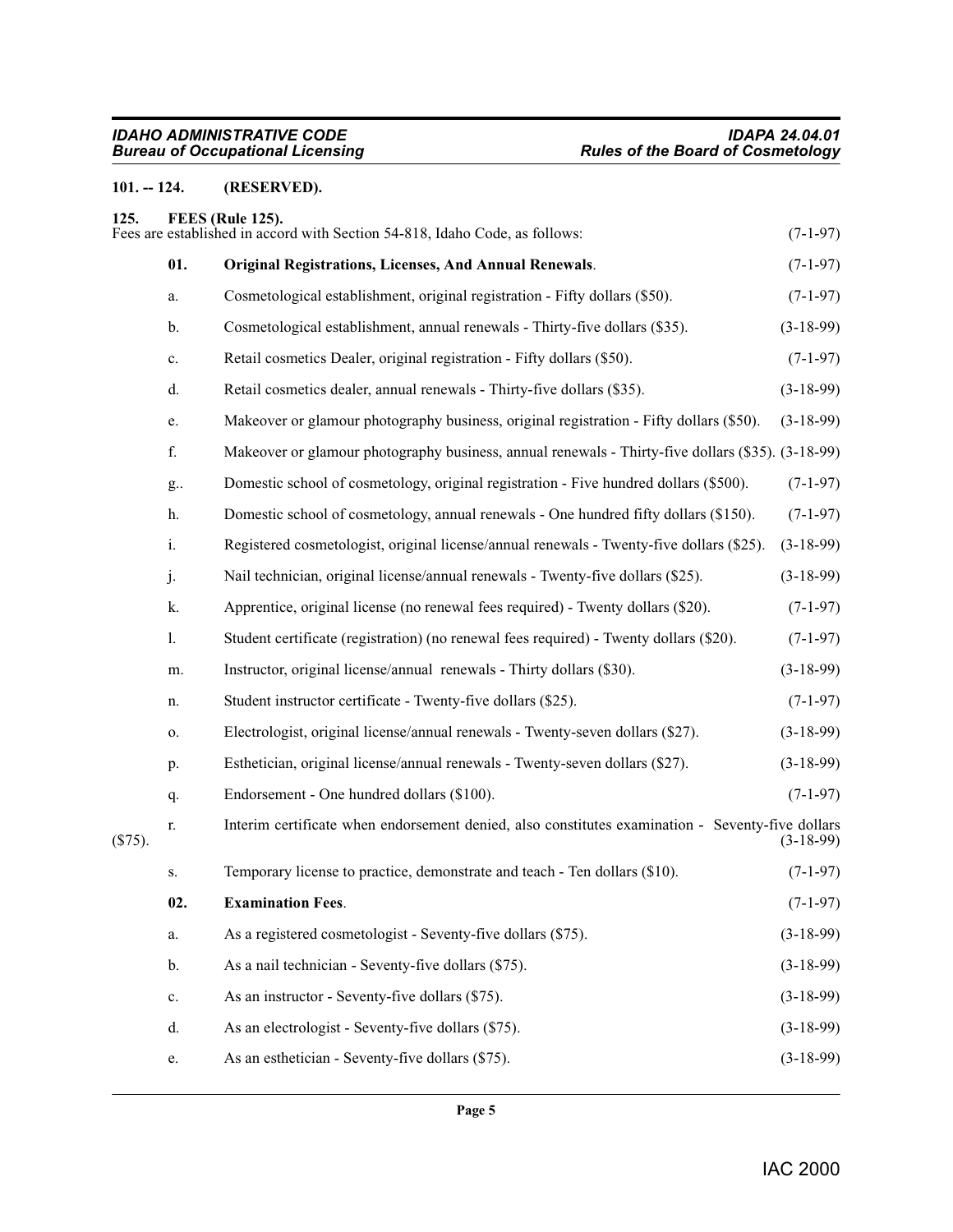**101. -- 124. (RESERVED).**

**125. FEES (Rule 125).**

Fees are established in accord with Section 54-818, Idaho Code, as follows: (7-1-97)

**01. Original Registrations, Licenses, And Annual Renewals**. (7-1-97)

a. Cosmetological establishment, original registration - Fifty dollars ($50). (7-1-97)

b. Cosmetological establishment, annual renewals - Thirty-five dollars ($35). (3-18-99)

c. Retail cosmetics Dealer, original registration - Fifty dollars ($50). (7-1-97)

d. Retail cosmetics dealer, annual renewals - Thirty-five dollars ($35). (3-18-99)

e. Makeover or glamour photography business, original registration - Fifty dollars ($50). (3-18-99)

f. Makeover or glamour photography business, annual renewals - Thirty-five dollars ($35). (3-18-99)

g.. Domestic school of cosmetology, original registration - Five hundred dollars ($500). (7-1-97)

h. Domestic school of cosmetology, annual renewals - One hundred fifty dollars ($150). (7-1-97)

i. Registered cosmetologist, original license/annual renewals - Twenty-five dollars ($25). (3-18-99)

j. Nail technician, original license/annual renewals - Twenty-five dollars ($25). (3-18-99)

k. Apprentice, original license (no renewal fees required) - Twenty dollars ($20). (7-1-97)

l. Student certificate (registration) (no renewal fees required) - Twenty dollars ($20). (7-1-97)

m. Instructor, original license/annual renewals - Thirty dollars ($30). (3-18-99)

n. Student instructor certificate - Twenty-five dollars ($25). (7-1-97)

o. Electrologist, original license/annual renewals - Twenty-seven dollars ($27). (3-18-99)

p. Esthetician, original license/annual renewals - Twenty-seven dollars ($27). (3-18-99)

q. Endorsement - One hundred dollars ($100). (7-1-97)

r. Interim certificate when endorsement denied, also constitutes examination - Seventy-five dollars ($75). (3-18-99)

s. Temporary license to practice, demonstrate and teach - Ten dollars ($10). (7-1-97)

**02. Examination Fees**. (7-1-97)

a. As a registered cosmetologist - Seventy-five dollars ($75). (3-18-99)

b. As a nail technician - Seventy-five dollars ($75). (3-18-99)

c. As an instructor - Seventy-five dollars ($75). (3-18-99)

d. As an electrologist - Seventy-five dollars ($75). (3-18-99)

e. As an esthetician - Seventy-five dollars ($75). (3-18-99)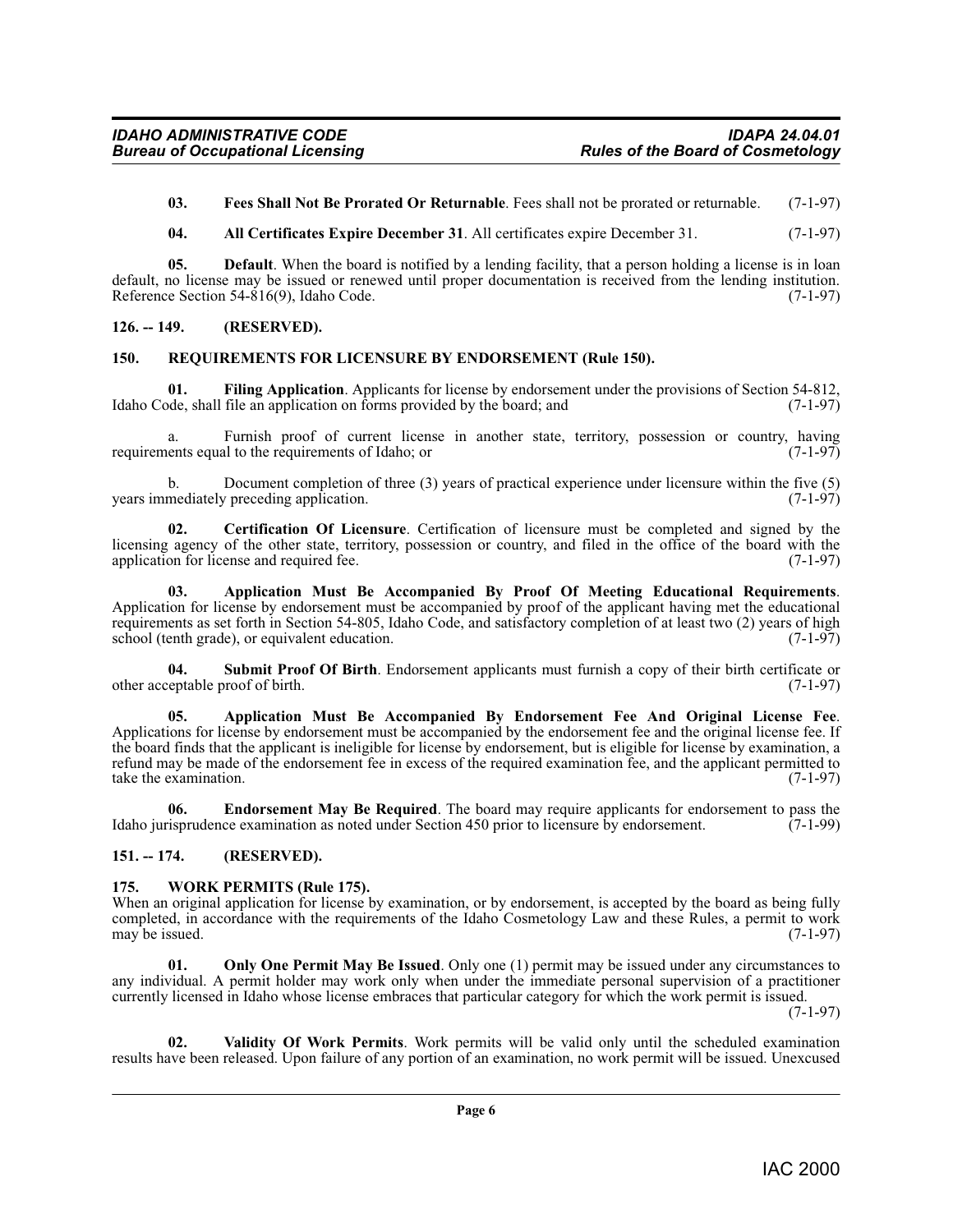**03. Fees Shall Not Be Prorated Or Returnable**. Fees shall not be prorated or returnable. (7-1-97)

**04. All Certificates Expire December 31**. All certificates expire December 31. (7-1-97)

**05. Default**. When the board is notified by a lending facility, that a person holding a license is in loan default, no license may be issued or renewed until proper documentation is received from the lending institution. Reference Section 54-816(9), Idaho Code. (7-1-97)

## 126. -- 149. (RESERVED).

## 150. REQUIREMENTS FOR LICENSURE BY ENDORSEMENT (Rule 150).

**01. Filing Application**. Applicants for license by endorsement under the provisions of Section 54-812, Idaho Code, shall file an application on forms provided by the board; and (7-1-97)

a. Furnish proof of current license in another state, territory, possession or country, having requirements equal to the requirements of Idaho; or (7-1-97)

b. Document completion of three (3) years of practical experience under licensure within the five (5) years immediately preceding application. (7-1-97)

**02. Certification Of Licensure**. Certification of licensure must be completed and signed by the licensing agency of the other state, territory, possession or country, and filed in the office of the board with the application for license and required fee. (7-1-97)

**03. Application Must Be Accompanied By Proof Of Meeting Educational Requirements**. Application for license by endorsement must be accompanied by proof of the applicant having met the educational requirements as set forth in Section 54-805, Idaho Code, and satisfactory completion of at least two (2) years of high school (tenth grade), or equivalent education. (7-1-97)

**04. Submit Proof Of Birth**. Endorsement applicants must furnish a copy of their birth certificate or other acceptable proof of birth. (7-1-97)

**05. Application Must Be Accompanied By Endorsement Fee And Original License Fee**. Applications for license by endorsement must be accompanied by the endorsement fee and the original license fee. If the board finds that the applicant is ineligible for license by endorsement, but is eligible for license by examination, a refund may be made of the endorsement fee in excess of the required examination fee, and the applicant permitted to take the examination. (7-1-97)

**06. Endorsement May Be Required**. The board may require applicants for endorsement to pass the Idaho jurisprudence examination as noted under Section 450 prior to licensure by endorsement. (7-1-99)

## 151. -- 174. (RESERVED).

## 175. WORK PERMITS (Rule 175).

When an original application for license by examination, or by endorsement, is accepted by the board as being fully completed, in accordance with the requirements of the Idaho Cosmetology Law and these Rules, a permit to work may be issued. (7-1-97)

**01. Only One Permit May Be Issued**. Only one (1) permit may be issued under any circumstances to any individual. A permit holder may work only when under the immediate personal supervision of a practitioner currently licensed in Idaho whose license embraces that particular category for which the work permit is issued. (7-1-97)

**02. Validity Of Work Permits**. Work permits will be valid only until the scheduled examination results have been released. Upon failure of any portion of an examination, no work permit will be issued. Unexcused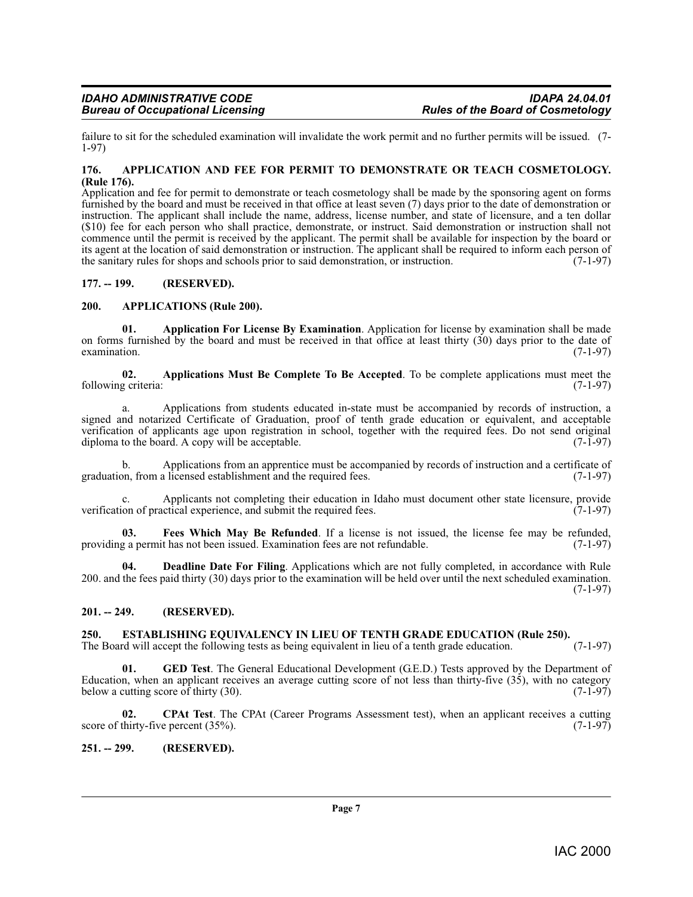failure to sit for the scheduled examination will invalidate the work permit and no further permits will be issued. (7-1-97)

### 176. APPLICATION AND FEE FOR PERMIT TO DEMONSTRATE OR TEACH COSMETOLOGY. (Rule 176).

Application and fee for permit to demonstrate or teach cosmetology shall be made by the sponsoring agent on forms furnished by the board and must be received in that office at least seven (7) days prior to the date of demonstration or instruction. The applicant shall include the name, address, license number, and state of licensure, and a ten dollar ($10) fee for each person who shall practice, demonstrate, or instruct. Said demonstration or instruction shall not commence until the permit is received by the applicant. The permit shall be available for inspection by the board or its agent at the location of said demonstration or instruction. The applicant shall be required to inform each person of the sanitary rules for shops and schools prior to said demonstration, or instruction. (7-1-97)

### 177. -- 199. (RESERVED).

### 200. APPLICATIONS (Rule 200).

**01. Application For License By Examination**. Application for license by examination shall be made on forms furnished by the board and must be received in that office at least thirty (30) days prior to the date of examination. (7-1-97)

**02. Applications Must Be Complete To Be Accepted**. To be complete applications must meet the following criteria: (7-1-97)

a. Applications from students educated in-state must be accompanied by records of instruction, a signed and notarized Certificate of Graduation, proof of tenth grade education or equivalent, and acceptable verification of applicants age upon registration in school, together with the required fees. Do not send original diploma to the board. A copy will be acceptable. (7-1-97)

b. Applications from an apprentice must be accompanied by records of instruction and a certificate of graduation, from a licensed establishment and the required fees. (7-1-97)

c. Applicants not completing their education in Idaho must document other state licensure, provide verification of practical experience, and submit the required fees. (7-1-97)

**03. Fees Which May Be Refunded**. If a license is not issued, the license fee may be refunded, providing a permit has not been issued. Examination fees are not refundable. (7-1-97)

**04. Deadline Date For Filing**. Applications which are not fully completed, in accordance with Rule 200. and the fees paid thirty (30) days prior to the examination will be held over until the next scheduled examination. (7-1-97)

### 201. -- 249. (RESERVED).

### 250. ESTABLISHING EQUIVALENCY IN LIEU OF TENTH GRADE EDUCATION (Rule 250).

The Board will accept the following tests as being equivalent in lieu of a tenth grade education. (7-1-97)

**01. GED Test**. The General Educational Development (G.E.D.) Tests approved by the Department of Education, when an applicant receives an average cutting score of not less than thirty-five (35), with no category below a cutting score of thirty (30). (7-1-97)

**02. CPAt Test**. The CPAt (Career Programs Assessment test), when an applicant receives a cutting score of thirty-five percent (35%). (7-1-97)

### 251. -- 299. (RESERVED).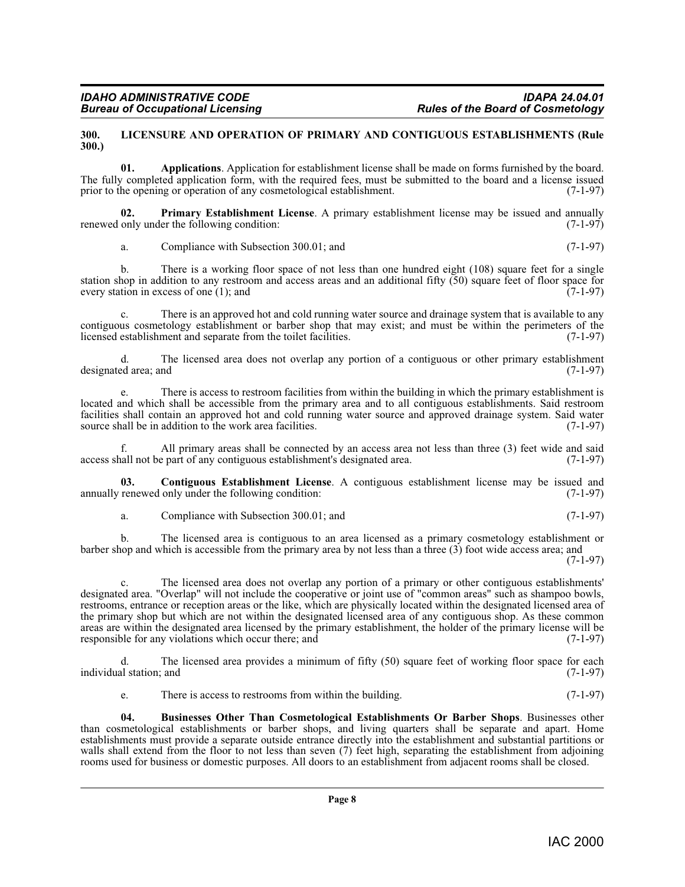### 300. LICENSURE AND OPERATION OF PRIMARY AND CONTIGUOUS ESTABLISHMENTS (Rule 300.)

**01. Applications**. Application for establishment license shall be made on forms furnished by the board. The fully completed application form, with the required fees, must be submitted to the board and a license issued prior to the opening or operation of any cosmetological establishment. (7-1-97)

**02. Primary Establishment License**. A primary establishment license may be issued and annually renewed only under the following condition: (7-1-97)

a. Compliance with Subsection 300.01; and (7-1-97)

b. There is a working floor space of not less than one hundred eight (108) square feet for a single station shop in addition to any restroom and access areas and an additional fifty (50) square feet of floor space for every station in excess of one (1); and (7-1-97)

c. There is an approved hot and cold running water source and drainage system that is available to any contiguous cosmetology establishment or barber shop that may exist; and must be within the perimeters of the licensed establishment and separate from the toilet facilities. (7-1-97)

d. The licensed area does not overlap any portion of a contiguous or other primary establishment designated area; and (7-1-97)

e. There is access to restroom facilities from within the building in which the primary establishment is located and which shall be accessible from the primary area and to all contiguous establishments. Said restroom facilities shall contain an approved hot and cold running water source and approved drainage system. Said water source shall be in addition to the work area facilities. (7-1-97)

f. All primary areas shall be connected by an access area not less than three (3) feet wide and said access shall not be part of any contiguous establishment's designated area. (7-1-97)

**03. Contiguous Establishment License**. A contiguous establishment license may be issued and annually renewed only under the following condition: (7-1-97)

a. Compliance with Subsection 300.01; and (7-1-97)

b. The licensed area is contiguous to an area licensed as a primary cosmetology establishment or barber shop and which is accessible from the primary area by not less than a three (3) foot wide access area; and (7-1-97)

c. The licensed area does not overlap any portion of a primary or other contiguous establishments' designated area. "Overlap" will not include the cooperative or joint use of "common areas" such as shampoo bowls, restrooms, entrance or reception areas or the like, which are physically located within the designated licensed area of the primary shop but which are not within the designated licensed area of any contiguous shop. As these common areas are within the designated area licensed by the primary establishment, the holder of the primary license will be responsible for any violations which occur there; and (7-1-97)

d. The licensed area provides a minimum of fifty (50) square feet of working floor space for each individual station; and (7-1-97)

e. There is access to restrooms from within the building. (7-1-97)

**04. Businesses Other Than Cosmetological Establishments Or Barber Shops**. Businesses other than cosmetological establishments or barber shops, and living quarters shall be separate and apart. Home establishments must provide a separate outside entrance directly into the establishment and substantial partitions or walls shall extend from the floor to not less than seven (7) feet high, separating the establishment from adjoining rooms used for business or domestic purposes. All doors to an establishment from adjacent rooms shall be closed.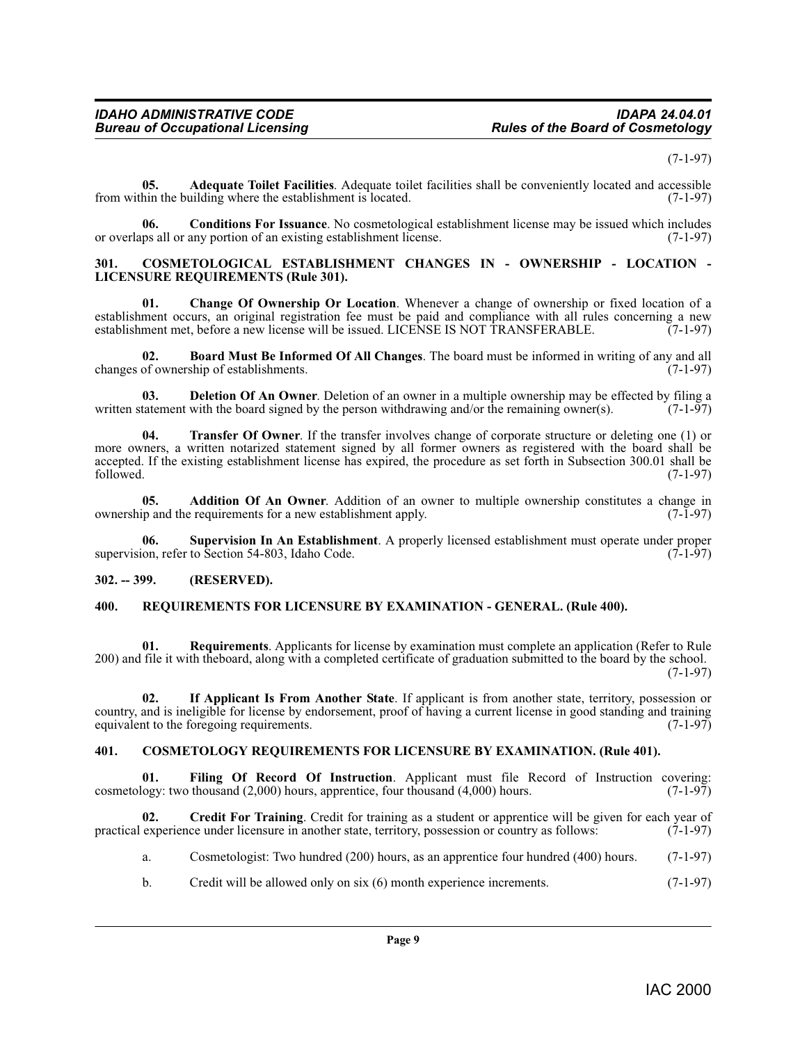(7-1-97)

**05. Adequate Toilet Facilities**. Adequate toilet facilities shall be conveniently located and accessible from within the building where the establishment is located. (7-1-97)

**06. Conditions For Issuance**. No cosmetological establishment license may be issued which includes or overlaps all or any portion of an existing establishment license. (7-1-97)

## 301. COSMETOLOGICAL ESTABLISHMENT CHANGES IN - OWNERSHIP - LOCATION - LICENSURE REQUIREMENTS (Rule 301).

**01. Change Of Ownership Or Location**. Whenever a change of ownership or fixed location of a establishment occurs, an original registration fee must be paid and compliance with all rules concerning a new establishment met, before a new license will be issued. LICENSE IS NOT TRANSFERABLE. (7-1-97)

**02. Board Must Be Informed Of All Changes**. The board must be informed in writing of any and all changes of ownership of establishments. (7-1-97)

**03. Deletion Of An Owner**. Deletion of an owner in a multiple ownership may be effected by filing a written statement with the board signed by the person withdrawing and/or the remaining owner(s). (7-1-97)

**04. Transfer Of Owner**. If the transfer involves change of corporate structure or deleting one (1) or more owners, a written notarized statement signed by all former owners as registered with the board shall be accepted. If the existing establishment license has expired, the procedure as set forth in Subsection 300.01 shall be followed. (7-1-97)

**05. Addition Of An Owner**. Addition of an owner to multiple ownership constitutes a change in ownership and the requirements for a new establishment apply. (7-1-97)

**06. Supervision In An Establishment**. A properly licensed establishment must operate under proper supervision, refer to Section 54-803, Idaho Code. (7-1-97)

## 302. -- 399. (RESERVED).

## 400. REQUIREMENTS FOR LICENSURE BY EXAMINATION - GENERAL. (Rule 400).

**01. Requirements**. Applicants for license by examination must complete an application (Refer to Rule 200) and file it with theboard, along with a completed certificate of graduation submitted to the board by the school. (7-1-97)

**02. If Applicant Is From Another State**. If applicant is from another state, territory, possession or country, and is ineligible for license by endorsement, proof of having a current license in good standing and training equivalent to the foregoing requirements. (7-1-97)

## 401. COSMETOLOGY REQUIREMENTS FOR LICENSURE BY EXAMINATION. (Rule 401).

**01. Filing Of Record Of Instruction**. Applicant must file Record of Instruction covering: cosmetology: two thousand (2,000) hours, apprentice, four thousand (4,000) hours. (7-1-97)

**02. Credit For Training**. Credit for training as a student or apprentice will be given for each year of practical experience under licensure in another state, territory, possession or country as follows: (7-1-97)

a. Cosmetologist: Two hundred (200) hours, as an apprentice four hundred (400) hours. (7-1-97)

b. Credit will be allowed only on six (6) month experience increments. (7-1-97)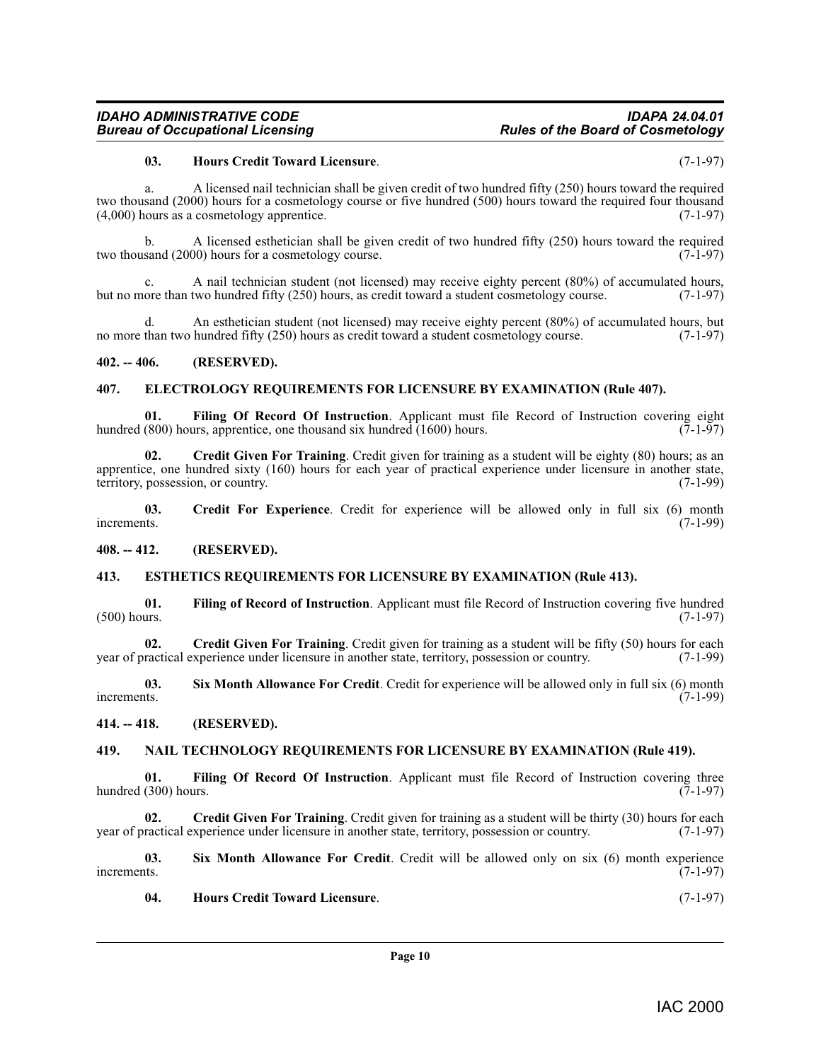**03. Hours Credit Toward Licensure**. (7-1-97)

a. A licensed nail technician shall be given credit of two hundred fifty (250) hours toward the required two thousand (2000) hours for a cosmetology course or five hundred (500) hours toward the required four thousand (4,000) hours as a cosmetology apprentice. (7-1-97)

b. A licensed esthetician shall be given credit of two hundred fifty (250) hours toward the required two thousand (2000) hours for a cosmetology course. (7-1-97)

c. A nail technician student (not licensed) may receive eighty percent (80%) of accumulated hours, but no more than two hundred fifty (250) hours, as credit toward a student cosmetology course. (7-1-97)

d. An esthetician student (not licensed) may receive eighty percent (80%) of accumulated hours, but no more than two hundred fifty (250) hours as credit toward a student cosmetology course. (7-1-97)

### 402. -- 406. (RESERVED).

### 407. ELECTROLOGY REQUIREMENTS FOR LICENSURE BY EXAMINATION (Rule 407).

**01. Filing Of Record Of Instruction**. Applicant must file Record of Instruction covering eight hundred (800) hours, apprentice, one thousand six hundred (1600) hours. (7-1-97)

**02. Credit Given For Training**. Credit given for training as a student will be eighty (80) hours; as an apprentice, one hundred sixty (160) hours for each year of practical experience under licensure in another state, territory, possession, or country. (7-1-99)

**03. Credit For Experience**. Credit for experience will be allowed only in full six (6) month increments. (7-1-99)

### 408. -- 412. (RESERVED).

### 413. ESTHETICS REQUIREMENTS FOR LICENSURE BY EXAMINATION (Rule 413).

**01. Filing of Record of Instruction**. Applicant must file Record of Instruction covering five hundred (500) hours. (7-1-97)

**02. Credit Given For Training**. Credit given for training as a student will be fifty (50) hours for each year of practical experience under licensure in another state, territory, possession or country. (7-1-99)

**03. Six Month Allowance For Credit**. Credit for experience will be allowed only in full six (6) month increments. (7-1-99)

### 414. -- 418. (RESERVED).

### 419. NAIL TECHNOLOGY REQUIREMENTS FOR LICENSURE BY EXAMINATION (Rule 419).

**01. Filing Of Record Of Instruction**. Applicant must file Record of Instruction covering three hundred (300) hours. (7-1-97)

**02. Credit Given For Training**. Credit given for training as a student will be thirty (30) hours for each year of practical experience under licensure in another state, territory, possession or country. (7-1-97)

**03. Six Month Allowance For Credit**. Credit will be allowed only on six (6) month experience increments. (7-1-97)

**04. Hours Credit Toward Licensure**. (7-1-97)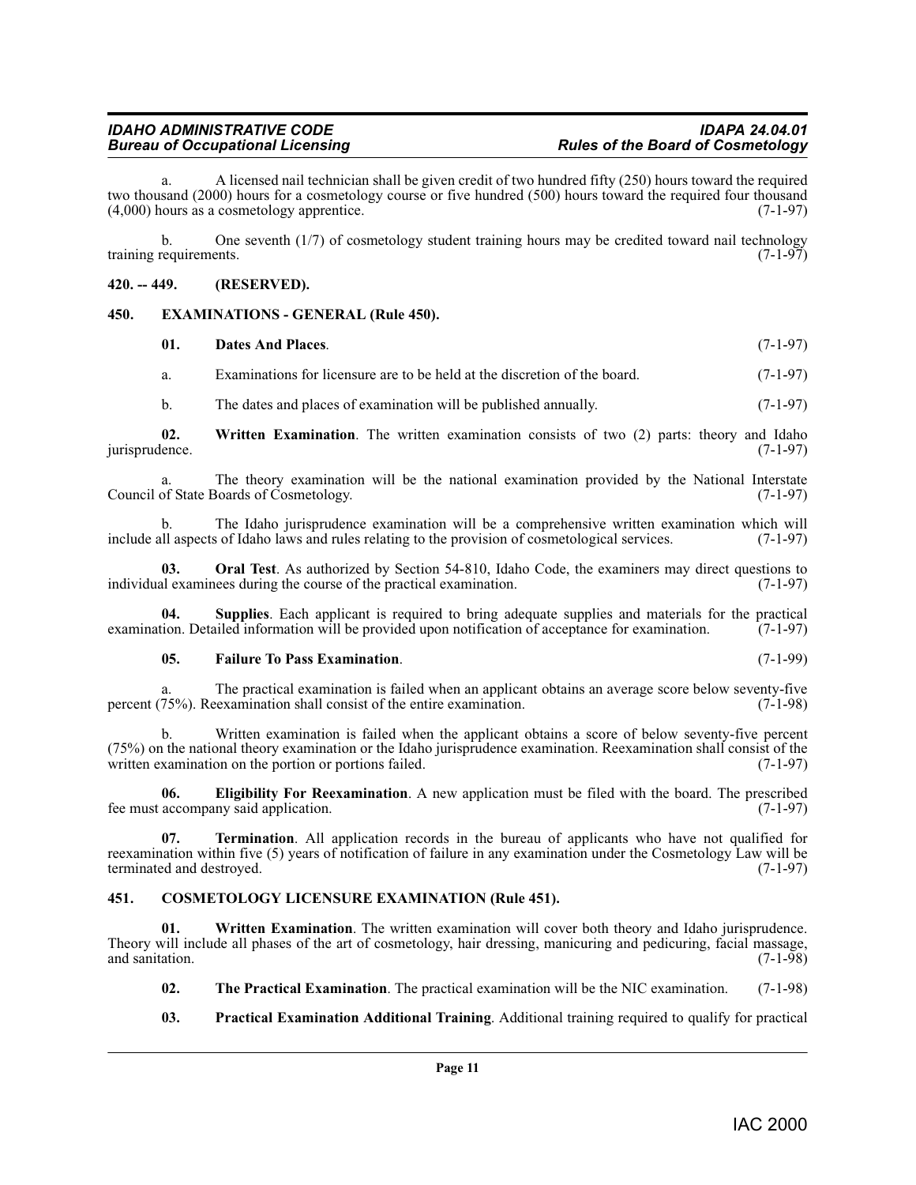a. A licensed nail technician shall be given credit of two hundred fifty (250) hours toward the required two thousand (2000) hours for a cosmetology course or five hundred (500) hours toward the required four thousand (4,000) hours as a cosmetology apprentice. (7-1-97)

b. One seventh (1/7) of cosmetology student training hours may be credited toward nail technology training requirements. (7-1-97)

## 420. -- 449. (RESERVED).

## 450. EXAMINATIONS - GENERAL (Rule 450).

**01. Dates And Places**. (7-1-97)

a. Examinations for licensure are to be held at the discretion of the board. (7-1-97)

b. The dates and places of examination will be published annually. (7-1-97)

**02. Written Examination**. The written examination consists of two (2) parts: theory and Idaho jurisprudence. (7-1-97)

a. The theory examination will be the national examination provided by the National Interstate Council of State Boards of Cosmetology. (7-1-97)

b. The Idaho jurisprudence examination will be a comprehensive written examination which will include all aspects of Idaho laws and rules relating to the provision of cosmetological services. (7-1-97)

**03. Oral Test**. As authorized by Section 54-810, Idaho Code, the examiners may direct questions to individual examinees during the course of the practical examination. (7-1-97)

**04. Supplies**. Each applicant is required to bring adequate supplies and materials for the practical examination. Detailed information will be provided upon notification of acceptance for examination. (7-1-97)

**05. Failure To Pass Examination**. (7-1-99)

a. The practical examination is failed when an applicant obtains an average score below seventy-five percent (75%). Reexamination shall consist of the entire examination. (7-1-98)

b. Written examination is failed when the applicant obtains a score of below seventy-five percent (75%) on the national theory examination or the Idaho jurisprudence examination. Reexamination shall consist of the written examination on the portion or portions failed. (7-1-97)

**06. Eligibility For Reexamination**. A new application must be filed with the board. The prescribed fee must accompany said application. (7-1-97)

**07. Termination**. All application records in the bureau of applicants who have not qualified for reexamination within five (5) years of notification of failure in any examination under the Cosmetology Law will be terminated and destroyed. (7-1-97)

## 451. COSMETOLOGY LICENSURE EXAMINATION (Rule 451).

**01. Written Examination**. The written examination will cover both theory and Idaho jurisprudence. Theory will include all phases of the art of cosmetology, hair dressing, manicuring and pedicuring, facial massage, and sanitation. (7-1-98)

**02. The Practical Examination**. The practical examination will be the NIC examination. (7-1-98)

**03. Practical Examination Additional Training**. Additional training required to qualify for practical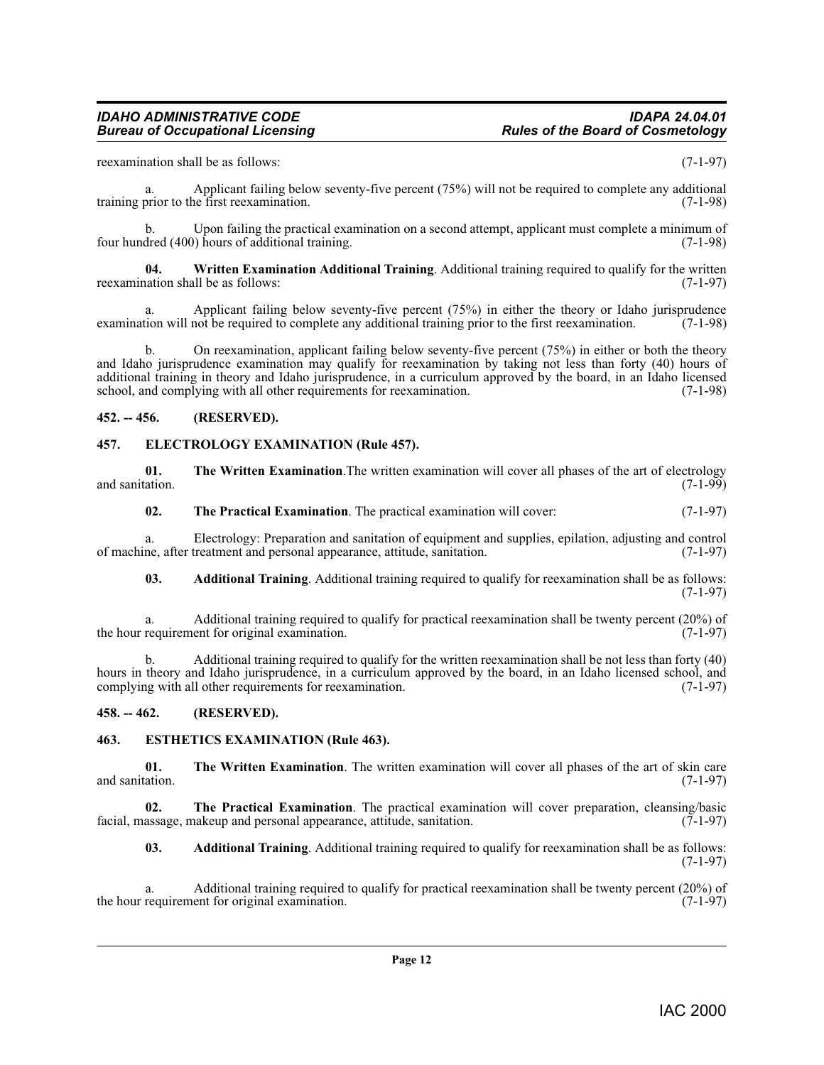reexamination shall be as follows: (7-1-97)

a. Applicant failing below seventy-five percent (75%) will not be required to complete any additional training prior to the first reexamination. (7-1-98)

b. Upon failing the practical examination on a second attempt, applicant must complete a minimum of four hundred (400) hours of additional training. (7-1-98)

**04. Written Examination Additional Training**. Additional training required to qualify for the written reexamination shall be as follows: (7-1-97)

a. Applicant failing below seventy-five percent (75%) in either the theory or Idaho jurisprudence examination will not be required to complete any additional training prior to the first reexamination. (7-1-98)

b. On reexamination, applicant failing below seventy-five percent (75%) in either or both the theory and Idaho jurisprudence examination may qualify for reexamination by taking not less than forty (40) hours of additional training in theory and Idaho jurisprudence, in a curriculum approved by the board, in an Idaho licensed school, and complying with all other requirements for reexamination. (7-1-98)

## 452. -- 456. (RESERVED).

## 457. ELECTROLOGY EXAMINATION (Rule 457).

**01. The Written Examination**.The written examination will cover all phases of the art of electrology and sanitation. (7-1-99)

**02. The Practical Examination**. The practical examination will cover: (7-1-97)

a. Electrology: Preparation and sanitation of equipment and supplies, epilation, adjusting and control of machine, after treatment and personal appearance, attitude, sanitation. (7-1-97)

**03. Additional Training**. Additional training required to qualify for reexamination shall be as follows: (7-1-97)

a. Additional training required to qualify for practical reexamination shall be twenty percent (20%) of the hour requirement for original examination. (7-1-97)

b. Additional training required to qualify for the written reexamination shall be not less than forty (40) hours in theory and Idaho jurisprudence, in a curriculum approved by the board, in an Idaho licensed school, and complying with all other requirements for reexamination. (7-1-97)

## 458. -- 462. (RESERVED).

## 463. ESTHETICS EXAMINATION (Rule 463).

**01. The Written Examination**. The written examination will cover all phases of the art of skin care and sanitation. (7-1-97)

**02. The Practical Examination**. The practical examination will cover preparation, cleansing/basic facial, massage, makeup and personal appearance, attitude, sanitation. (7-1-97)

**03. Additional Training**. Additional training required to qualify for reexamination shall be as follows: (7-1-97)

a. Additional training required to qualify for practical reexamination shall be twenty percent (20%) of the hour requirement for original examination. (7-1-97)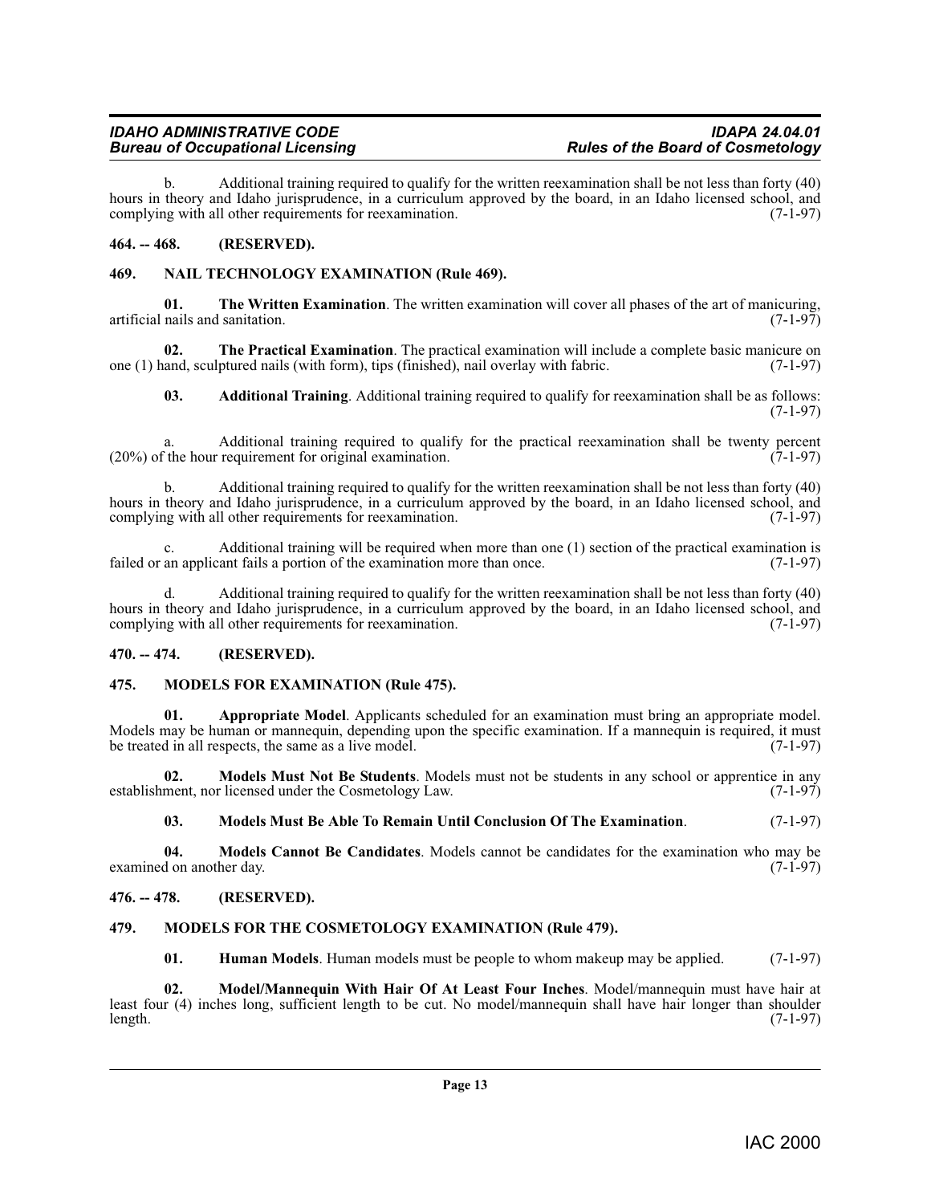b. Additional training required to qualify for the written reexamination shall be not less than forty (40) hours in theory and Idaho jurisprudence, in a curriculum approved by the board, in an Idaho licensed school, and complying with all other requirements for reexamination. (7-1-97)

## 464. -- 468. (RESERVED).

## 469. NAIL TECHNOLOGY EXAMINATION (Rule 469).

**01. The Written Examination**. The written examination will cover all phases of the art of manicuring, artificial nails and sanitation. (7-1-97)

**02. The Practical Examination**. The practical examination will include a complete basic manicure on one (1) hand, sculptured nails (with form), tips (finished), nail overlay with fabric. (7-1-97)

**03. Additional Training**. Additional training required to qualify for reexamination shall be as follows: (7-1-97)

a. Additional training required to qualify for the practical reexamination shall be twenty percent (20%) of the hour requirement for original examination. (7-1-97)

b. Additional training required to qualify for the written reexamination shall be not less than forty (40) hours in theory and Idaho jurisprudence, in a curriculum approved by the board, in an Idaho licensed school, and complying with all other requirements for reexamination. (7-1-97)

c. Additional training will be required when more than one (1) section of the practical examination is failed or an applicant fails a portion of the examination more than once. (7-1-97)

d. Additional training required to qualify for the written reexamination shall be not less than forty (40) hours in theory and Idaho jurisprudence, in a curriculum approved by the board, in an Idaho licensed school, and complying with all other requirements for reexamination. (7-1-97)

## 470. -- 474. (RESERVED).

## 475. MODELS FOR EXAMINATION (Rule 475).

**01. Appropriate Model**. Applicants scheduled for an examination must bring an appropriate model. Models may be human or mannequin, depending upon the specific examination. If a mannequin is required, it must be treated in all respects, the same as a live model. (7-1-97)

**02. Models Must Not Be Students**. Models must not be students in any school or apprentice in any establishment, nor licensed under the Cosmetology Law. (7-1-97)

**03. Models Must Be Able To Remain Until Conclusion Of The Examination**. (7-1-97)

**04. Models Cannot Be Candidates**. Models cannot be candidates for the examination who may be examined on another day. (7-1-97)

## 476. -- 478. (RESERVED).

## 479. MODELS FOR THE COSMETOLOGY EXAMINATION (Rule 479).

**01. Human Models**. Human models must be people to whom makeup may be applied. (7-1-97)

**02. Model/Mannequin With Hair Of At Least Four Inches**. Model/mannequin must have hair at least four (4) inches long, sufficient length to be cut. No model/mannequin shall have hair longer than shoulder length. (7-1-97)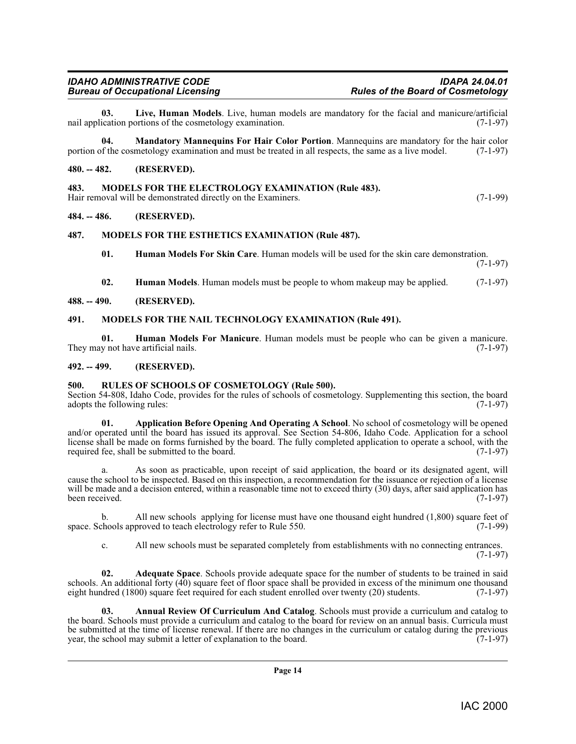**03. Live, Human Models**. Live, human models are mandatory for the facial and manicure/artificial nail application portions of the cosmetology examination. (7-1-97)

**04. Mandatory Mannequins For Hair Color Portion**. Mannequins are mandatory for the hair color portion of the cosmetology examination and must be treated in all respects, the same as a live model. (7-1-97)

## 480. -- 482. (RESERVED).

## 483. MODELS FOR THE ELECTROLOGY EXAMINATION (Rule 483).

Hair removal will be demonstrated directly on the Examiners. (7-1-99)

## 484. -- 486. (RESERVED).

## 487. MODELS FOR THE ESTHETICS EXAMINATION (Rule 487).

**01. Human Models For Skin Care**. Human models will be used for the skin care demonstration. (7-1-97)

**02. Human Models**. Human models must be people to whom makeup may be applied. (7-1-97)

## 488. -- 490. (RESERVED).

## 491. MODELS FOR THE NAIL TECHNOLOGY EXAMINATION (Rule 491).

**01. Human Models For Manicure**. Human models must be people who can be given a manicure. They may not have artificial nails. (7-1-97)

## 492. -- 499. (RESERVED).

## 500. RULES OF SCHOOLS OF COSMETOLOGY (Rule 500).

Section 54-808, Idaho Code, provides for the rules of schools of cosmetology. Supplementing this section, the board adopts the following rules: (7-1-97)

**01. Application Before Opening And Operating A School**. No school of cosmetology will be opened and/or operated until the board has issued its approval. See Section 54-806, Idaho Code. Application for a school license shall be made on forms furnished by the board. The fully completed application to operate a school, with the required fee, shall be submitted to the board. (7-1-97)

a. As soon as practicable, upon receipt of said application, the board or its designated agent, will cause the school to be inspected. Based on this inspection, a recommendation for the issuance or rejection of a license will be made and a decision entered, within a reasonable time not to exceed thirty (30) days, after said application has been received. (7-1-97)

b. All new schools applying for license must have one thousand eight hundred (1,800) square feet of space. Schools approved to teach electrology refer to Rule 550. (7-1-99)

c. All new schools must be separated completely from establishments with no connecting entrances. (7-1-97)

**02. Adequate Space**. Schools provide adequate space for the number of students to be trained in said schools. An additional forty (40) square feet of floor space shall be provided in excess of the minimum one thousand eight hundred (1800) square feet required for each student enrolled over twenty (20) students. (7-1-97)

**03. Annual Review Of Curriculum And Catalog**. Schools must provide a curriculum and catalog to the board. Schools must provide a curriculum and catalog to the board for review on an annual basis. Curricula must be submitted at the time of license renewal. If there are no changes in the curriculum or catalog during the previous year, the school may submit a letter of explanation to the board. (7-1-97)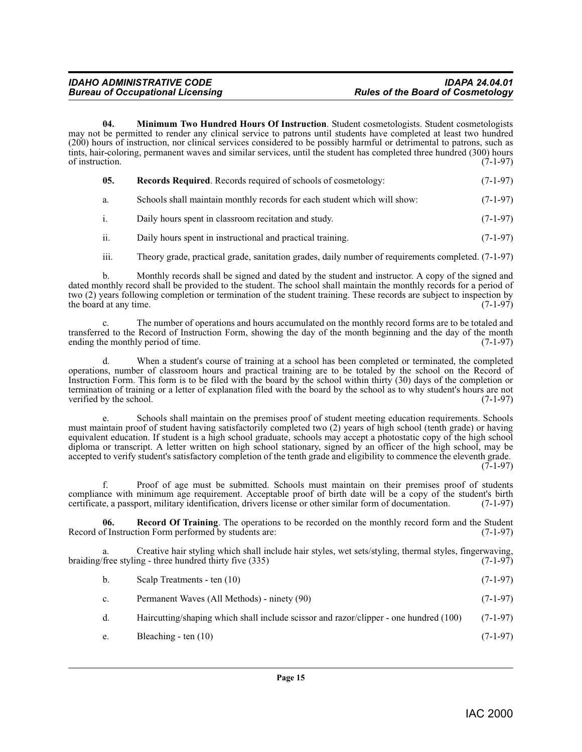**04. Minimum Two Hundred Hours Of Instruction**. Student cosmetologists. Student cosmetologists may not be permitted to render any clinical service to patrons until students have completed at least two hundred (200) hours of instruction, nor clinical services considered to be possibly harmful or detrimental to patrons, such as tints, hair-coloring, permanent waves and similar services, until the student has completed three hundred (300) hours of instruction. (7-1-97)

**05. Records Required**. Records required of schools of cosmetology: (7-1-97)

a. Schools shall maintain monthly records for each student which will show: (7-1-97)

i. Daily hours spent in classroom recitation and study. (7-1-97)

ii. Daily hours spent in instructional and practical training. (7-1-97)

iii. Theory grade, practical grade, sanitation grades, daily number of requirements completed. (7-1-97)

b. Monthly records shall be signed and dated by the student and instructor. A copy of the signed and dated monthly record shall be provided to the student. The school shall maintain the monthly records for a period of two (2) years following completion or termination of the student training. These records are subject to inspection by the board at any time. (7-1-97)

c. The number of operations and hours accumulated on the monthly record forms are to be totaled and transferred to the Record of Instruction Form, showing the day of the month beginning and the day of the month ending the monthly period of time. (7-1-97)

d. When a student's course of training at a school has been completed or terminated, the completed operations, number of classroom hours and practical training are to be totaled by the school on the Record of Instruction Form. This form is to be filed with the board by the school within thirty (30) days of the completion or termination of training or a letter of explanation filed with the board by the school as to why student's hours are not verified by the school. (7-1-97)

e. Schools shall maintain on the premises proof of student meeting education requirements. Schools must maintain proof of student having satisfactorily completed two (2) years of high school (tenth grade) or having equivalent education. If student is a high school graduate, schools may accept a photostatic copy of the high school diploma or transcript. A letter written on high school stationary, signed by an officer of the high school, may be accepted to verify student's satisfactory completion of the tenth grade and eligibility to commence the eleventh grade. (7-1-97)

f. Proof of age must be submitted. Schools must maintain on their premises proof of students compliance with minimum age requirement. Acceptable proof of birth date will be a copy of the student's birth certificate, a passport, military identification, drivers license or other similar form of documentation. (7-1-97)

**06. Record Of Training**. The operations to be recorded on the monthly record form and the Student Record of Instruction Form performed by students are: (7-1-97)

a. Creative hair styling which shall include hair styles, wet sets/styling, thermal styles, fingerwaving, braiding/free styling - three hundred thirty five (335) (7-1-97)

b. Scalp Treatments - ten (10) (7-1-97)

c. Permanent Waves (All Methods) - ninety (90) (7-1-97)

d. Haircutting/shaping which shall include scissor and razor/clipper - one hundred (100) (7-1-97)

e. Bleaching - ten (10) (7-1-97)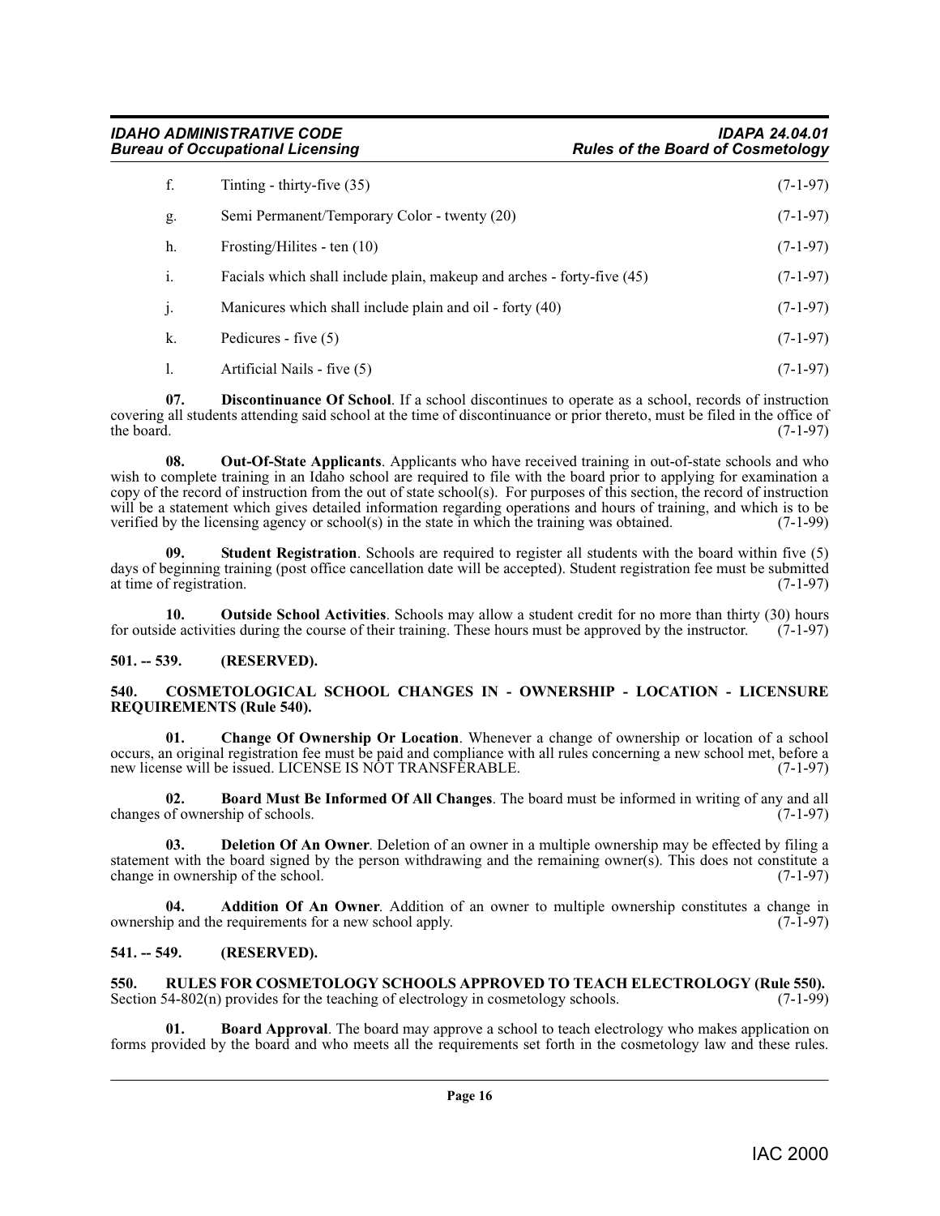f. Tinting - thirty-five (35) (7-1-97)

g. Semi Permanent/Temporary Color - twenty (20) (7-1-97)

h. Frosting/Hilites - ten (10) (7-1-97)

i. Facials which shall include plain, makeup and arches - forty-five (45) (7-1-97)

j. Manicures which shall include plain and oil - forty (40) (7-1-97)

k. Pedicures - five (5) (7-1-97)

l. Artificial Nails - five (5) (7-1-97)

**07. Discontinuance Of School**. If a school discontinues to operate as a school, records of instruction covering all students attending said school at the time of discontinuance or prior thereto, must be filed in the office of the board. (7-1-97)

**08. Out-Of-State Applicants**. Applicants who have received training in out-of-state schools and who wish to complete training in an Idaho school are required to file with the board prior to applying for examination a copy of the record of instruction from the out of state school(s). For purposes of this section, the record of instruction will be a statement which gives detailed information regarding operations and hours of training, and which is to be verified by the licensing agency or school(s) in the state in which the training was obtained. (7-1-99)

**09. Student Registration**. Schools are required to register all students with the board within five (5) days of beginning training (post office cancellation date will be accepted). Student registration fee must be submitted at time of registration. (7-1-97)

**10. Outside School Activities**. Schools may allow a student credit for no more than thirty (30) hours for outside activities during the course of their training. These hours must be approved by the instructor. (7-1-97)

## 501. -- 539. (RESERVED).

## 540. COSMETOLOGICAL SCHOOL CHANGES IN - OWNERSHIP - LOCATION - LICENSURE REQUIREMENTS (Rule 540).

**01. Change Of Ownership Or Location**. Whenever a change of ownership or location of a school occurs, an original registration fee must be paid and compliance with all rules concerning a new school met, before a new license will be issued. LICENSE IS NOT TRANSFERABLE. (7-1-97)

**02. Board Must Be Informed Of All Changes**. The board must be informed in writing of any and all changes of ownership of schools. (7-1-97)

**03. Deletion Of An Owner**. Deletion of an owner in a multiple ownership may be effected by filing a statement with the board signed by the person withdrawing and the remaining owner(s). This does not constitute a change in ownership of the school. (7-1-97)

**04. Addition Of An Owner**. Addition of an owner to multiple ownership constitutes a change in ownership and the requirements for a new school apply. (7-1-97)

## 541. -- 549. (RESERVED).

## 550. RULES FOR COSMETOLOGY SCHOOLS APPROVED TO TEACH ELECTROLOGY (Rule 550).

Section 54-802(n) provides for the teaching of electrology in cosmetology schools. (7-1-99)

**01. Board Approval**. The board may approve a school to teach electrology who makes application on forms provided by the board and who meets all the requirements set forth in the cosmetology law and these rules.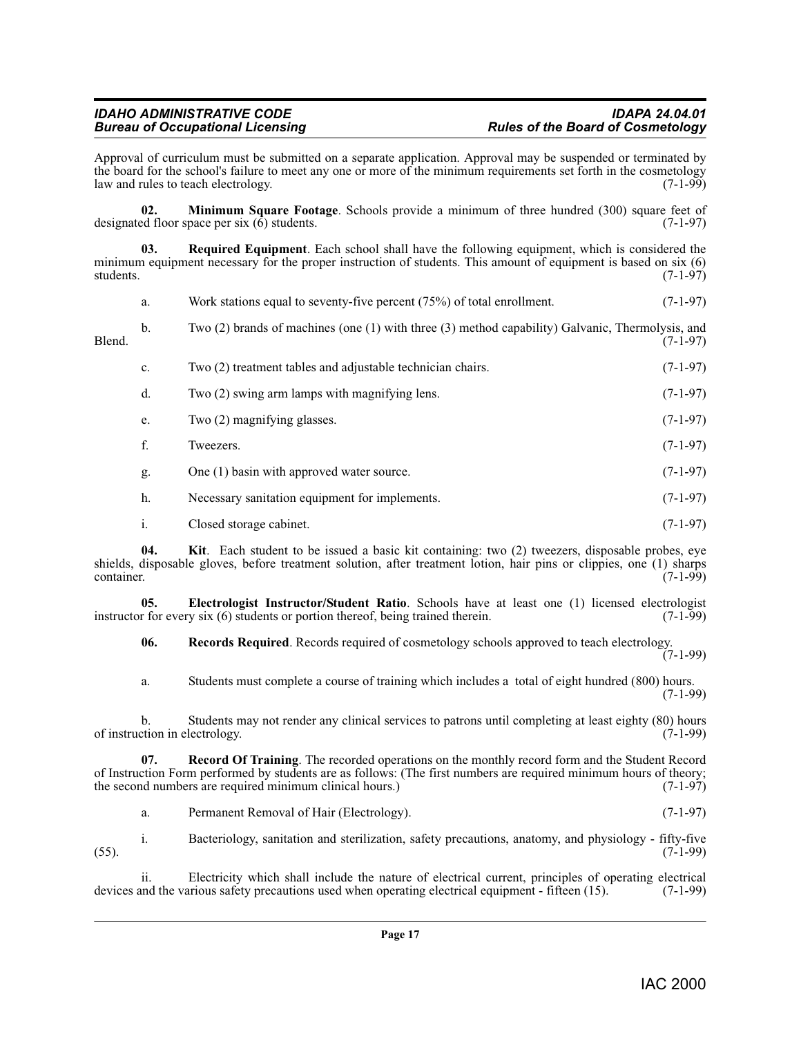Approval of curriculum must be submitted on a separate application. Approval may be suspended or terminated by the board for the school's failure to meet any one or more of the minimum requirements set forth in the cosmetology law and rules to teach electrology. (7-1-99)

**02. Minimum Square Footage**. Schools provide a minimum of three hundred (300) square feet of designated floor space per six (6) students. (7-1-97)

**03. Required Equipment**. Each school shall have the following equipment, which is considered the minimum equipment necessary for the proper instruction of students. This amount of equipment is based on six (6) students. (7-1-97)

a. Work stations equal to seventy-five percent (75%) of total enrollment. (7-1-97)

b. Two (2) brands of machines (one (1) with three (3) method capability) Galvanic, Thermolysis, and Blend. (7-1-97)

c. Two (2) treatment tables and adjustable technician chairs. (7-1-97)

d. Two (2) swing arm lamps with magnifying lens. (7-1-97)

e. Two (2) magnifying glasses. (7-1-97)

f. Tweezers. (7-1-97)

g. One (1) basin with approved water source. (7-1-97)

h. Necessary sanitation equipment for implements. (7-1-97)

i. Closed storage cabinet. (7-1-97)

**04. Kit**. Each student to be issued a basic kit containing: two (2) tweezers, disposable probes, eye shields, disposable gloves, before treatment solution, after treatment lotion, hair pins or clippies, one (1) sharps container. (7-1-99)

**05. Electrologist Instructor/Student Ratio**. Schools have at least one (1) licensed electrologist instructor for every six (6) students or portion thereof, being trained therein. (7-1-99)

**06. Records Required**. Records required of cosmetology schools approved to teach electrology. (7-1-99)

a. Students must complete a course of training which includes a total of eight hundred (800) hours. (7-1-99)

b. Students may not render any clinical services to patrons until completing at least eighty (80) hours of instruction in electrology. (7-1-99)

**07. Record Of Training**. The recorded operations on the monthly record form and the Student Record of Instruction Form performed by students are as follows: (The first numbers are required minimum hours of theory; the second numbers are required minimum clinical hours.) (7-1-97)

a. Permanent Removal of Hair (Electrology). (7-1-97)

i. Bacteriology, sanitation and sterilization, safety precautions, anatomy, and physiology - fifty-five (55). (7-1-99)

ii. Electricity which shall include the nature of electrical current, principles of operating electrical devices and the various safety precautions used when operating electrical equipment - fifteen (15). (7-1-99)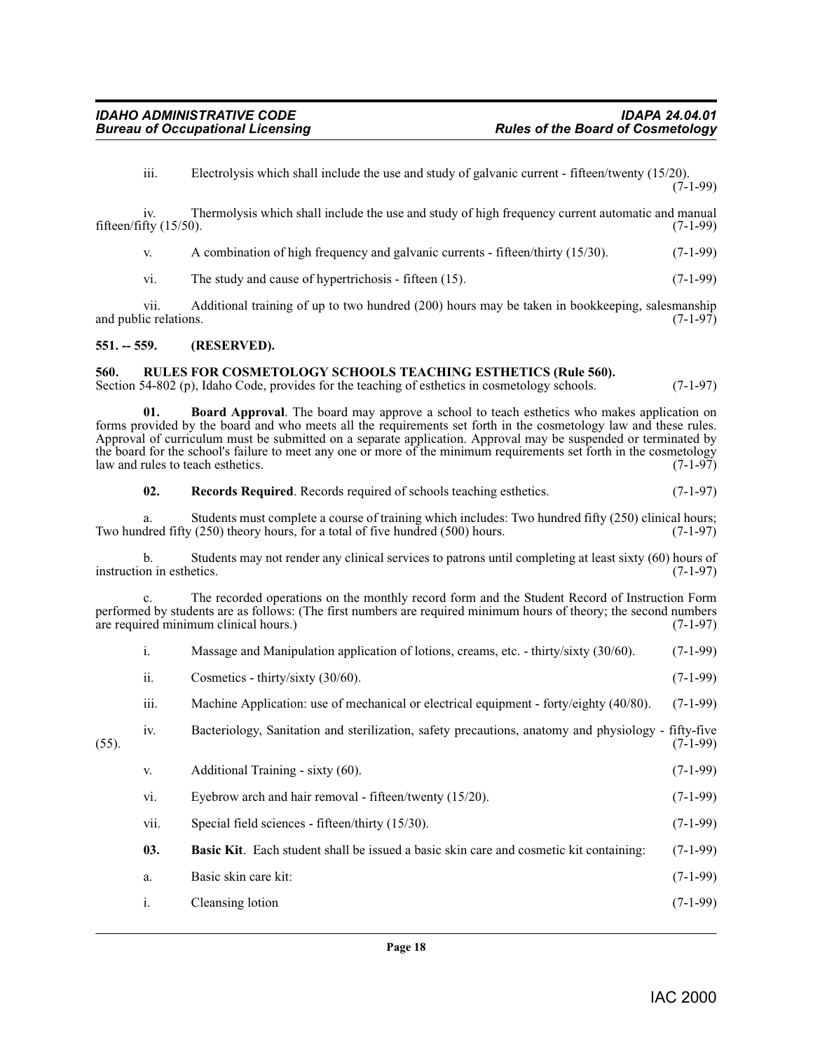iii. Electrolysis which shall include the use and study of galvanic current - fifteen/twenty (15/20). (7-1-99)

iv. Thermolysis which shall include the use and study of high frequency current automatic and manual fifteen/fifty (15/50). (7-1-99)

v. A combination of high frequency and galvanic currents - fifteen/thirty (15/30). (7-1-99)

vi. The study and cause of hypertrichosis - fifteen (15). (7-1-99)

vii. Additional training of up to two hundred (200) hours may be taken in bookkeeping, salesmanship and public relations. (7-1-97)

## 551. -- 559. (RESERVED).

## 560. RULES FOR COSMETOLOGY SCHOOLS TEACHING ESTHETICS (Rule 560).

Section 54-802 (p), Idaho Code, provides for the teaching of esthetics in cosmetology schools. (7-1-97)

**01. Board Approval**. The board may approve a school to teach esthetics who makes application on forms provided by the board and who meets all the requirements set forth in the cosmetology law and these rules. Approval of curriculum must be submitted on a separate application. Approval may be suspended or terminated by the board for the school's failure to meet any one or more of the minimum requirements set forth in the cosmetology law and rules to teach esthetics. (7-1-97)

**02. Records Required**. Records required of schools teaching esthetics. (7-1-97)

a. Students must complete a course of training which includes: Two hundred fifty (250) clinical hours; Two hundred fifty (250) theory hours, for a total of five hundred (500) hours. (7-1-97)

b. Students may not render any clinical services to patrons until completing at least sixty (60) hours of instruction in esthetics. (7-1-97)

c. The recorded operations on the monthly record form and the Student Record of Instruction Form performed by students are as follows: (The first numbers are required minimum hours of theory; the second numbers are required minimum clinical hours.) (7-1-97)

i. Massage and Manipulation application of lotions, creams, etc. - thirty/sixty (30/60). (7-1-99)

ii. Cosmetics - thirty/sixty (30/60). (7-1-99)

iii. Machine Application: use of mechanical or electrical equipment - forty/eighty (40/80). (7-1-99)

iv. Bacteriology, Sanitation and sterilization, safety precautions, anatomy and physiology - fifty-five (55). (7-1-99)

v. Additional Training - sixty (60). (7-1-99)

vi. Eyebrow arch and hair removal - fifteen/twenty (15/20). (7-1-99)

vii. Special field sciences - fifteen/thirty (15/30). (7-1-99)

**03. Basic Kit**. Each student shall be issued a basic skin care and cosmetic kit containing: (7-1-99)

a. Basic skin care kit: (7-1-99)

i. Cleansing lotion (7-1-99)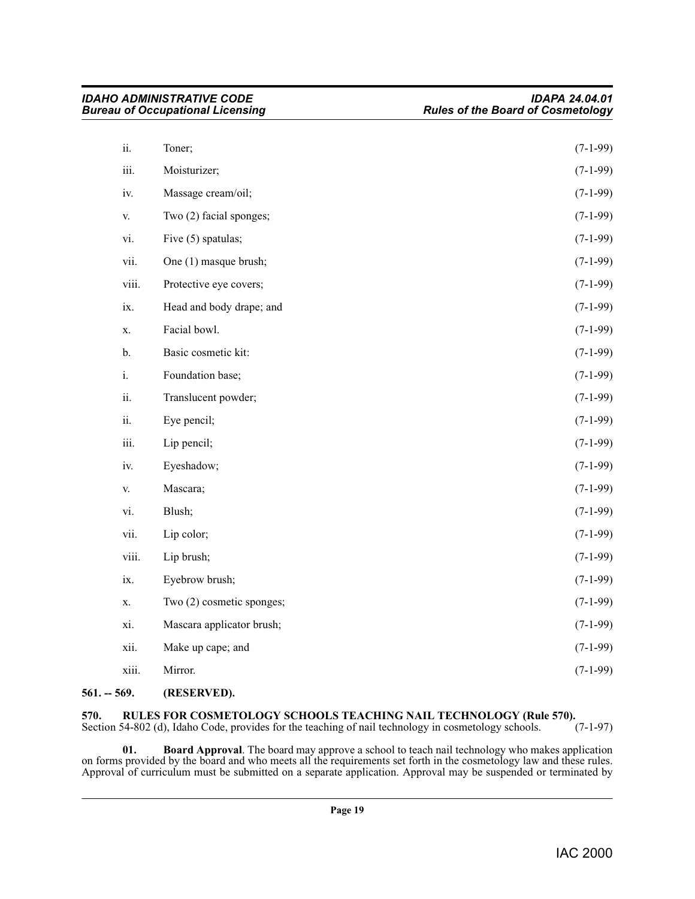ii. Toner; (7-1-99)

iii. Moisturizer; (7-1-99)

iv. Massage cream/oil; (7-1-99)

v. Two (2) facial sponges; (7-1-99)

vi. Five (5) spatulas; (7-1-99)

vii. One (1) masque brush; (7-1-99)

viii. Protective eye covers; (7-1-99)

ix. Head and body drape; and (7-1-99)

x. Facial bowl. (7-1-99)

b. Basic cosmetic kit: (7-1-99)

i. Foundation base; (7-1-99)

ii. Translucent powder; (7-1-99)

ii. Eye pencil; (7-1-99)

iii. Lip pencil; (7-1-99)

iv. Eyeshadow; (7-1-99)

v. Mascara; (7-1-99)

vi. Blush; (7-1-99)

vii. Lip color; (7-1-99)

viii. Lip brush; (7-1-99)

ix. Eyebrow brush; (7-1-99)

x. Two (2) cosmetic sponges; (7-1-99)

xi. Mascara applicator brush; (7-1-99)

xii. Make up cape; and (7-1-99)

xiii. Mirror. (7-1-99)

**561. -- 569. (RESERVED).**

**570. RULES FOR COSMETOLOGY SCHOOLS TEACHING NAIL TECHNOLOGY (Rule 570).**

Section 54-802 (d), Idaho Code, provides for the teaching of nail technology in cosmetology schools. (7-1-97)

**01. Board Approval**. The board may approve a school to teach nail technology who makes application on forms provided by the board and who meets all the requirements set forth in the cosmetology law and these rules. Approval of curriculum must be submitted on a separate application. Approval may be suspended or terminated by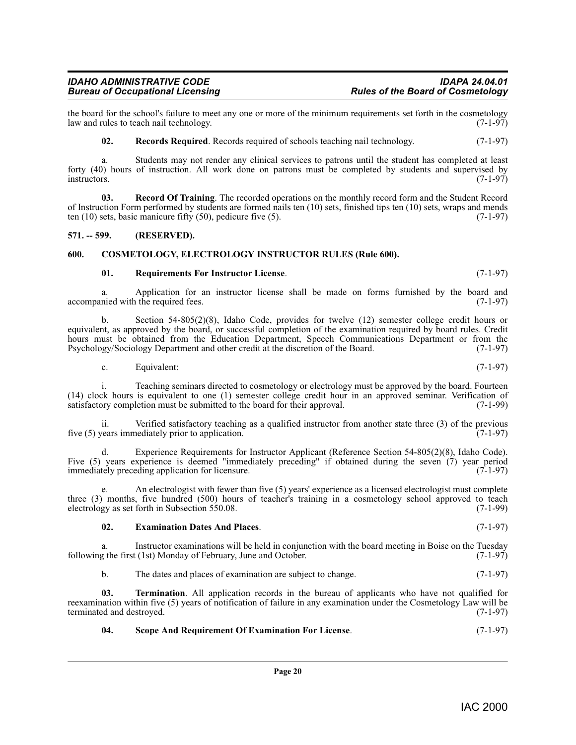the board for the school's failure to meet any one or more of the minimum requirements set forth in the cosmetology law and rules to teach nail technology. (7-1-97)

**02. Records Required**. Records required of schools teaching nail technology. (7-1-97)

a. Students may not render any clinical services to patrons until the student has completed at least forty (40) hours of instruction. All work done on patrons must be completed by students and supervised by instructors. (7-1-97)

**03. Record Of Training**. The recorded operations on the monthly record form and the Student Record of Instruction Form performed by students are formed nails ten (10) sets, finished tips ten (10) sets, wraps and mends ten (10) sets, basic manicure fifty (50), pedicure five (5). (7-1-97)

## 571. -- 599. (RESERVED).

## 600. COSMETOLOGY, ELECTROLOGY INSTRUCTOR RULES (Rule 600).

**01. Requirements For Instructor License**. (7-1-97)

a. Application for an instructor license shall be made on forms furnished by the board and accompanied with the required fees. (7-1-97)

b. Section 54-805(2)(8), Idaho Code, provides for twelve (12) semester college credit hours or equivalent, as approved by the board, or successful completion of the examination required by board rules. Credit hours must be obtained from the Education Department, Speech Communications Department or from the Psychology/Sociology Department and other credit at the discretion of the Board. (7-1-97)

c. Equivalent: (7-1-97)

i. Teaching seminars directed to cosmetology or electrology must be approved by the board. Fourteen (14) clock hours is equivalent to one (1) semester college credit hour in an approved seminar. Verification of satisfactory completion must be submitted to the board for their approval. (7-1-99)

ii. Verified satisfactory teaching as a qualified instructor from another state three (3) of the previous five (5) years immediately prior to application. (7-1-97)

d. Experience Requirements for Instructor Applicant (Reference Section 54-805(2)(8), Idaho Code). Five (5) years experience is deemed "immediately preceding" if obtained during the seven (7) year period immediately preceding application for licensure. (7-1-97)

e. An electrologist with fewer than five (5) years' experience as a licensed electrologist must complete three (3) months, five hundred (500) hours of teacher's training in a cosmetology school approved to teach electrology as set forth in Subsection 550.08. (7-1-99)

**02. Examination Dates And Places**. (7-1-97)

a. Instructor examinations will be held in conjunction with the board meeting in Boise on the Tuesday following the first (1st) Monday of February, June and October. (7-1-97)

b. The dates and places of examination are subject to change. (7-1-97)

**03. Termination**. All application records in the bureau of applicants who have not qualified for reexamination within five (5) years of notification of failure in any examination under the Cosmetology Law will be terminated and destroyed. (7-1-97)

**04. Scope And Requirement Of Examination For License**. (7-1-97)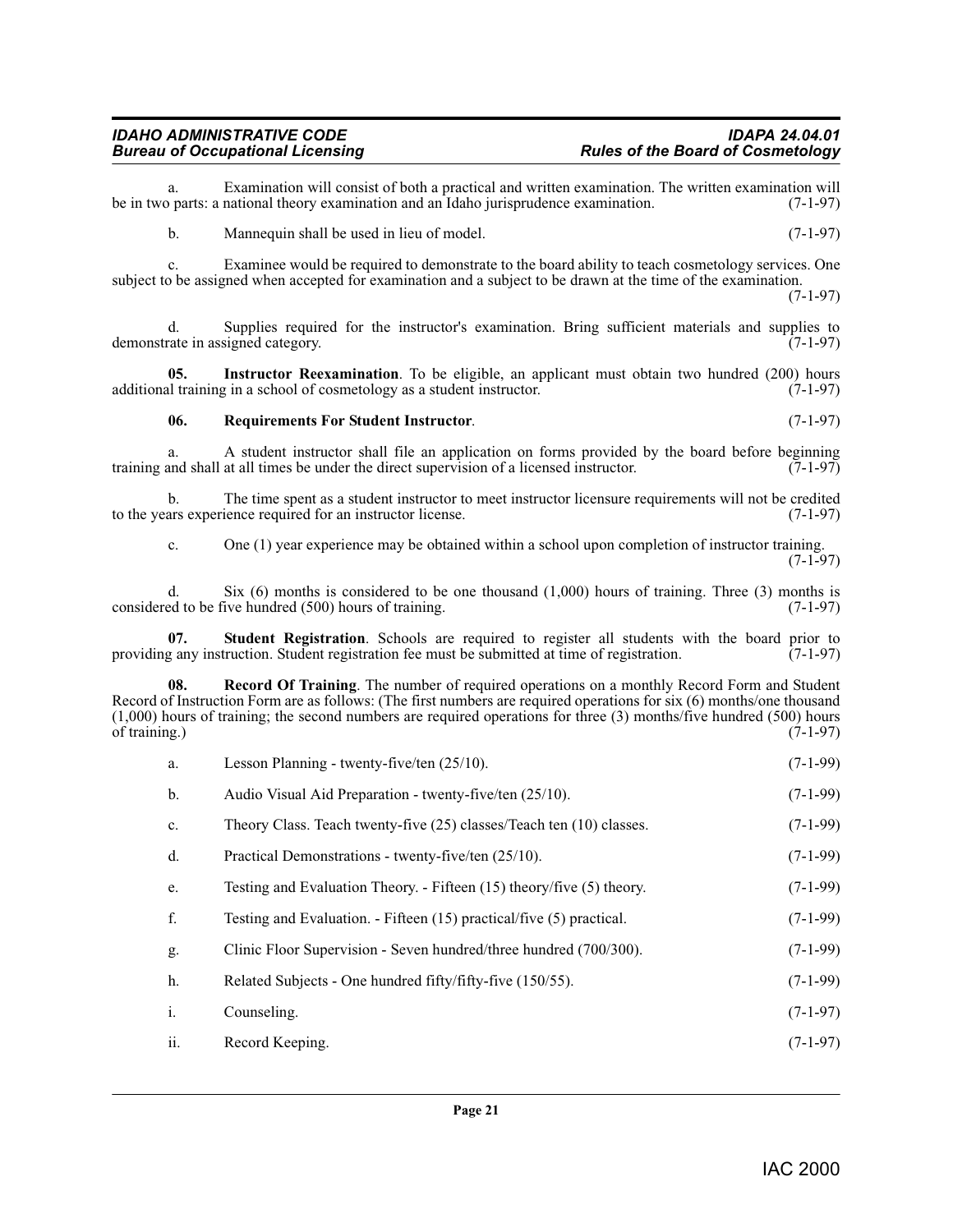a. Examination will consist of both a practical and written examination. The written examination will be in two parts: a national theory examination and an Idaho jurisprudence examination. (7-1-97)

b. Mannequin shall be used in lieu of model. (7-1-97)

c. Examinee would be required to demonstrate to the board ability to teach cosmetology services. One subject to be assigned when accepted for examination and a subject to be drawn at the time of the examination. (7-1-97)

d. Supplies required for the instructor's examination. Bring sufficient materials and supplies to demonstrate in assigned category. (7-1-97)

**05. Instructor Reexamination**. To be eligible, an applicant must obtain two hundred (200) hours additional training in a school of cosmetology as a student instructor. (7-1-97)

**06. Requirements For Student Instructor**. (7-1-97)

a. A student instructor shall file an application on forms provided by the board before beginning training and shall at all times be under the direct supervision of a licensed instructor. (7-1-97)

b. The time spent as a student instructor to meet instructor licensure requirements will not be credited to the years experience required for an instructor license. (7-1-97)

c. One (1) year experience may be obtained within a school upon completion of instructor training. (7-1-97)

d. Six (6) months is considered to be one thousand (1,000) hours of training. Three (3) months is considered to be five hundred (500) hours of training. (7-1-97)

**07. Student Registration**. Schools are required to register all students with the board prior to providing any instruction. Student registration fee must be submitted at time of registration. (7-1-97)

**08. Record Of Training**. The number of required operations on a monthly Record Form and Student Record of Instruction Form are as follows: (The first numbers are required operations for six (6) months/one thousand (1,000) hours of training; the second numbers are required operations for three (3) months/five hundred (500) hours of training.) (7-1-97)

a. Lesson Planning - twenty-five/ten (25/10). (7-1-99)

b. Audio Visual Aid Preparation - twenty-five/ten (25/10). (7-1-99)

c. Theory Class. Teach twenty-five (25) classes/Teach ten (10) classes. (7-1-99)

d. Practical Demonstrations - twenty-five/ten (25/10). (7-1-99)

e. Testing and Evaluation Theory. - Fifteen (15) theory/five (5) theory. (7-1-99)

f. Testing and Evaluation. - Fifteen (15) practical/five (5) practical. (7-1-99)

g. Clinic Floor Supervision - Seven hundred/three hundred (700/300). (7-1-99)

h. Related Subjects - One hundred fifty/fifty-five (150/55). (7-1-99)

i. Counseling. (7-1-97)

ii. Record Keeping. (7-1-97)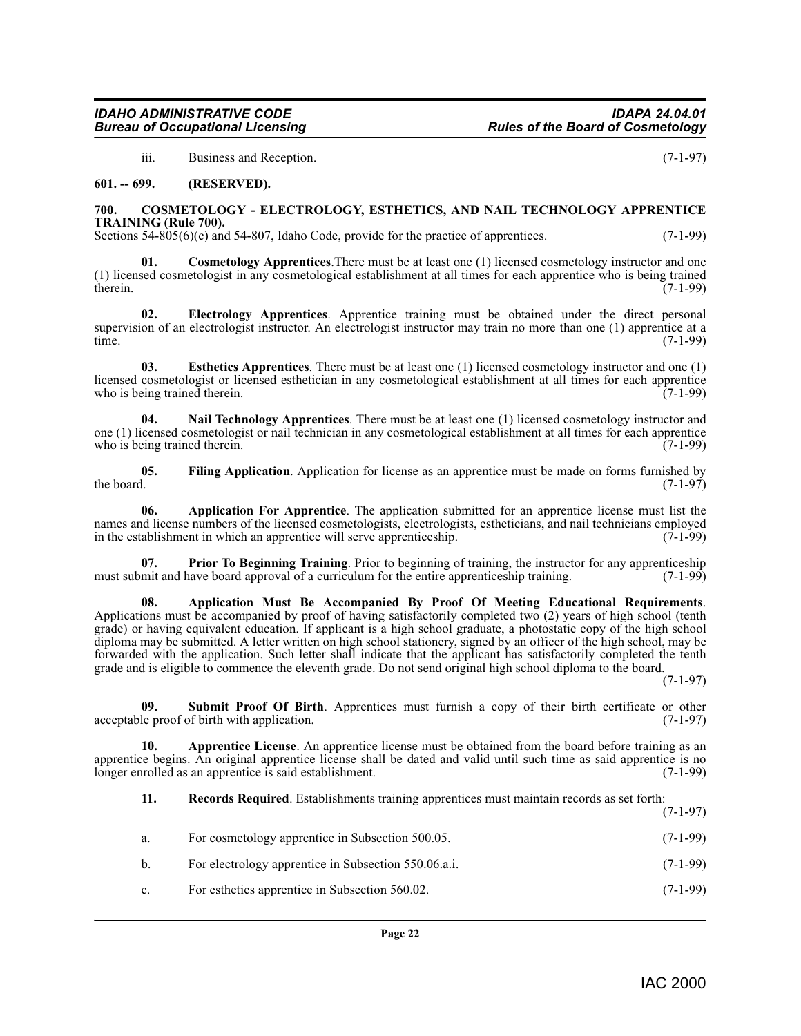iii. Business and Reception. (7-1-97)

**601. -- 699. (RESERVED).**

**700. COSMETOLOGY - ELECTROLOGY, ESTHETICS, AND NAIL TECHNOLOGY APPRENTICE TRAINING (Rule 700).**

Sections 54-805(6)(c) and 54-807, Idaho Code, provide for the practice of apprentices. (7-1-99)

**01. Cosmetology Apprentices**.There must be at least one (1) licensed cosmetology instructor and one (1) licensed cosmetologist in any cosmetological establishment at all times for each apprentice who is being trained therein. (7-1-99)

**02. Electrology Apprentices**. Apprentice training must be obtained under the direct personal supervision of an electrologist instructor. An electrologist instructor may train no more than one (1) apprentice at a time. (7-1-99)

**03. Esthetics Apprentices**. There must be at least one (1) licensed cosmetology instructor and one (1) licensed cosmetologist or licensed esthetician in any cosmetological establishment at all times for each apprentice who is being trained therein. (7-1-99)

**04. Nail Technology Apprentices**. There must be at least one (1) licensed cosmetology instructor and one (1) licensed cosmetologist or nail technician in any cosmetological establishment at all times for each apprentice who is being trained therein. (7-1-99)

**05. Filing Application**. Application for license as an apprentice must be made on forms furnished by the board. (7-1-97)

**06. Application For Apprentice**. The application submitted for an apprentice license must list the names and license numbers of the licensed cosmetologists, electrologists, estheticians, and nail technicians employed in the establishment in which an apprentice will serve apprenticeship. (7-1-99)

**07. Prior To Beginning Training**. Prior to beginning of training, the instructor for any apprenticeship must submit and have board approval of a curriculum for the entire apprenticeship training. (7-1-99)

**08. Application Must Be Accompanied By Proof Of Meeting Educational Requirements**. Applications must be accompanied by proof of having satisfactorily completed two (2) years of high school (tenth grade) or having equivalent education. If applicant is a high school graduate, a photostatic copy of the high school diploma may be submitted. A letter written on high school stationery, signed by an officer of the high school, may be forwarded with the application. Such letter shall indicate that the applicant has satisfactorily completed the tenth grade and is eligible to commence the eleventh grade. Do not send original high school diploma to the board. (7-1-97)

**09. Submit Proof Of Birth**. Apprentices must furnish a copy of their birth certificate or other acceptable proof of birth with application. (7-1-97)

**10. Apprentice License**. An apprentice license must be obtained from the board before training as an apprentice begins. An original apprentice license shall be dated and valid until such time as said apprentice is no longer enrolled as an apprentice is said establishment. (7-1-99)

**11. Records Required**. Establishments training apprentices must maintain records as set forth: (7-1-97)

a. For cosmetology apprentice in Subsection 500.05. (7-1-99)

b. For electrology apprentice in Subsection 550.06.a.i. (7-1-99)

c. For esthetics apprentice in Subsection 560.02. (7-1-99)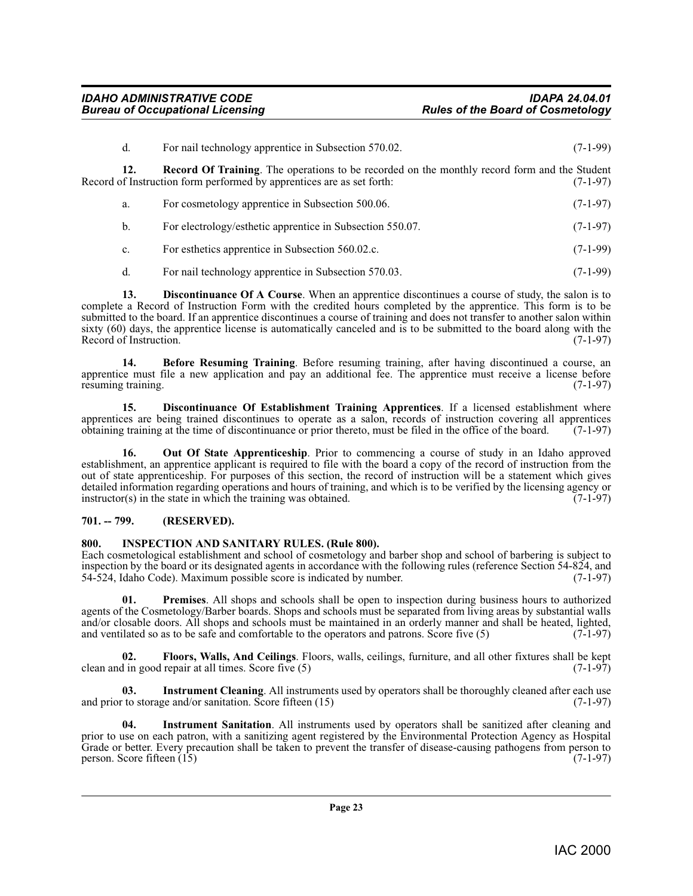d. For nail technology apprentice in Subsection 570.02. (7-1-99)

**12. Record Of Training**. The operations to be recorded on the monthly record form and the Student Record of Instruction form performed by apprentices are as set forth: (7-1-97)

a. For cosmetology apprentice in Subsection 500.06. (7-1-97)

b. For electrology/esthetic apprentice in Subsection 550.07. (7-1-97)

c. For esthetics apprentice in Subsection 560.02.c. (7-1-99)

d. For nail technology apprentice in Subsection 570.03. (7-1-99)

**13. Discontinuance Of A Course**. When an apprentice discontinues a course of study, the salon is to complete a Record of Instruction Form with the credited hours completed by the apprentice. This form is to be submitted to the board. If an apprentice discontinues a course of training and does not transfer to another salon within sixty (60) days, the apprentice license is automatically canceled and is to be submitted to the board along with the Record of Instruction. (7-1-97)

**14. Before Resuming Training**. Before resuming training, after having discontinued a course, an apprentice must file a new application and pay an additional fee. The apprentice must receive a license before resuming training. (7-1-97)

**15. Discontinuance Of Establishment Training Apprentices**. If a licensed establishment where apprentices are being trained discontinues to operate as a salon, records of instruction covering all apprentices obtaining training at the time of discontinuance or prior thereto, must be filed in the office of the board. (7-1-97)

**16. Out Of State Apprenticeship**. Prior to commencing a course of study in an Idaho approved establishment, an apprentice applicant is required to file with the board a copy of the record of instruction from the out of state apprenticeship. For purposes of this section, the record of instruction will be a statement which gives detailed information regarding operations and hours of training, and which is to be verified by the licensing agency or instructor(s) in the state in which the training was obtained. (7-1-97)

### 701. -- 799. (RESERVED).

### 800. INSPECTION AND SANITARY RULES. (Rule 800).

Each cosmetological establishment and school of cosmetology and barber shop and school of barbering is subject to inspection by the board or its designated agents in accordance with the following rules (reference Section 54-824, and 54-524, Idaho Code). Maximum possible score is indicated by number. (7-1-97)

**01. Premises**. All shops and schools shall be open to inspection during business hours to authorized agents of the Cosmetology/Barber boards. Shops and schools must be separated from living areas by substantial walls and/or closable doors. All shops and schools must be maintained in an orderly manner and shall be heated, lighted, and ventilated so as to be safe and comfortable to the operators and patrons. Score five (5) (7-1-97)

**02. Floors, Walls, And Ceilings**. Floors, walls, ceilings, furniture, and all other fixtures shall be kept clean and in good repair at all times. Score five (5) (7-1-97)

**03. Instrument Cleaning**. All instruments used by operators shall be thoroughly cleaned after each use and prior to storage and/or sanitation. Score fifteen (15) (7-1-97)

**04. Instrument Sanitation**. All instruments used by operators shall be sanitized after cleaning and prior to use on each patron, with a sanitizing agent registered by the Environmental Protection Agency as Hospital Grade or better. Every precaution shall be taken to prevent the transfer of disease-causing pathogens from person to person. Score fifteen (15) (7-1-97)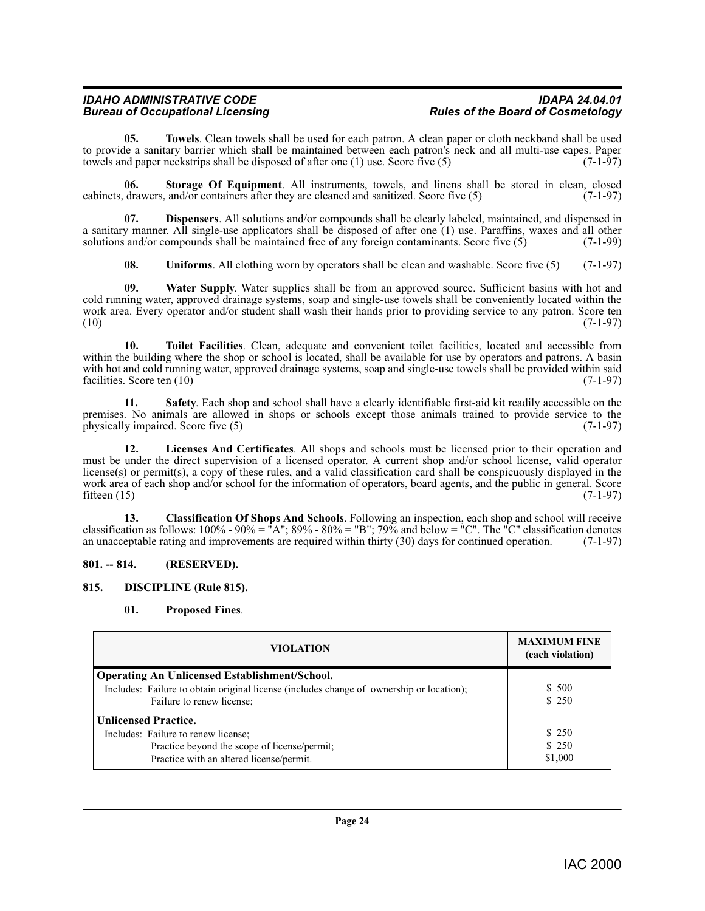**05. Towels**. Clean towels shall be used for each patron. A clean paper or cloth neckband shall be used to provide a sanitary barrier which shall be maintained between each patron's neck and all multi-use capes. Paper towels and paper neckstrips shall be disposed of after one (1) use. Score five (5) (7-1-97)

**06. Storage Of Equipment**. All instruments, towels, and linens shall be stored in clean, closed cabinets, drawers, and/or containers after they are cleaned and sanitized. Score five (5) (7-1-97)

**07. Dispensers**. All solutions and/or compounds shall be clearly labeled, maintained, and dispensed in a sanitary manner. All single-use applicators shall be disposed of after one (1) use. Paraffins, waxes and all other solutions and/or compounds shall be maintained free of any foreign contaminants. Score five (5) (7-1-99)

**08. Uniforms**. All clothing worn by operators shall be clean and washable. Score five (5) (7-1-97)

**09. Water Supply**. Water supplies shall be from an approved source. Sufficient basins with hot and cold running water, approved drainage systems, soap and single-use towels shall be conveniently located within the work area. Every operator and/or student shall wash their hands prior to providing service to any patron. Score ten (10) (7-1-97)

**10. Toilet Facilities**. Clean, adequate and convenient toilet facilities, located and accessible from within the building where the shop or school is located, shall be available for use by operators and patrons. A basin with hot and cold running water, approved drainage systems, soap and single-use towels shall be provided within said facilities. Score ten (10) (7-1-97)

**11. Safety**. Each shop and school shall have a clearly identifiable first-aid kit readily accessible on the premises. No animals are allowed in shops or schools except those animals trained to provide service to the physically impaired. Score five (5) (7-1-97)

**12. Licenses And Certificates**. All shops and schools must be licensed prior to their operation and must be under the direct supervision of a licensed operator. A current shop and/or school license, valid operator license(s) or permit(s), a copy of these rules, and a valid classification card shall be conspicuously displayed in the work area of each shop and/or school for the information of operators, board agents, and the public in general. Score fifteen (15) (7-1-97)

**13. Classification Of Shops And Schools**. Following an inspection, each shop and school will receive classification as follows: 100% - 90% = "A"; 89% - 80% = "B"; 79% and below = "C". The "C" classification denotes an unacceptable rating and improvements are required within thirty (30) days for continued operation. (7-1-97)

## 801. -- 814. (RESERVED).

## 815. DISCIPLINE (Rule 815).

**01. Proposed Fines**.

| VIOLATION | MAXIMUM FINE (each violation) |
|---|---|
| **Operating An Unlicensed Establishment/School.** | |
| Includes: Failure to obtain original license (includes change of ownership or location); | $ 500 |
| Failure to renew license; | $ 250 |
| **Unlicensed Practice.** | |
| Includes: Failure to renew license; | $ 250 |
| Practice beyond the scope of license/permit; | $ 250 |
| Practice with an altered license/permit. | $1,000 |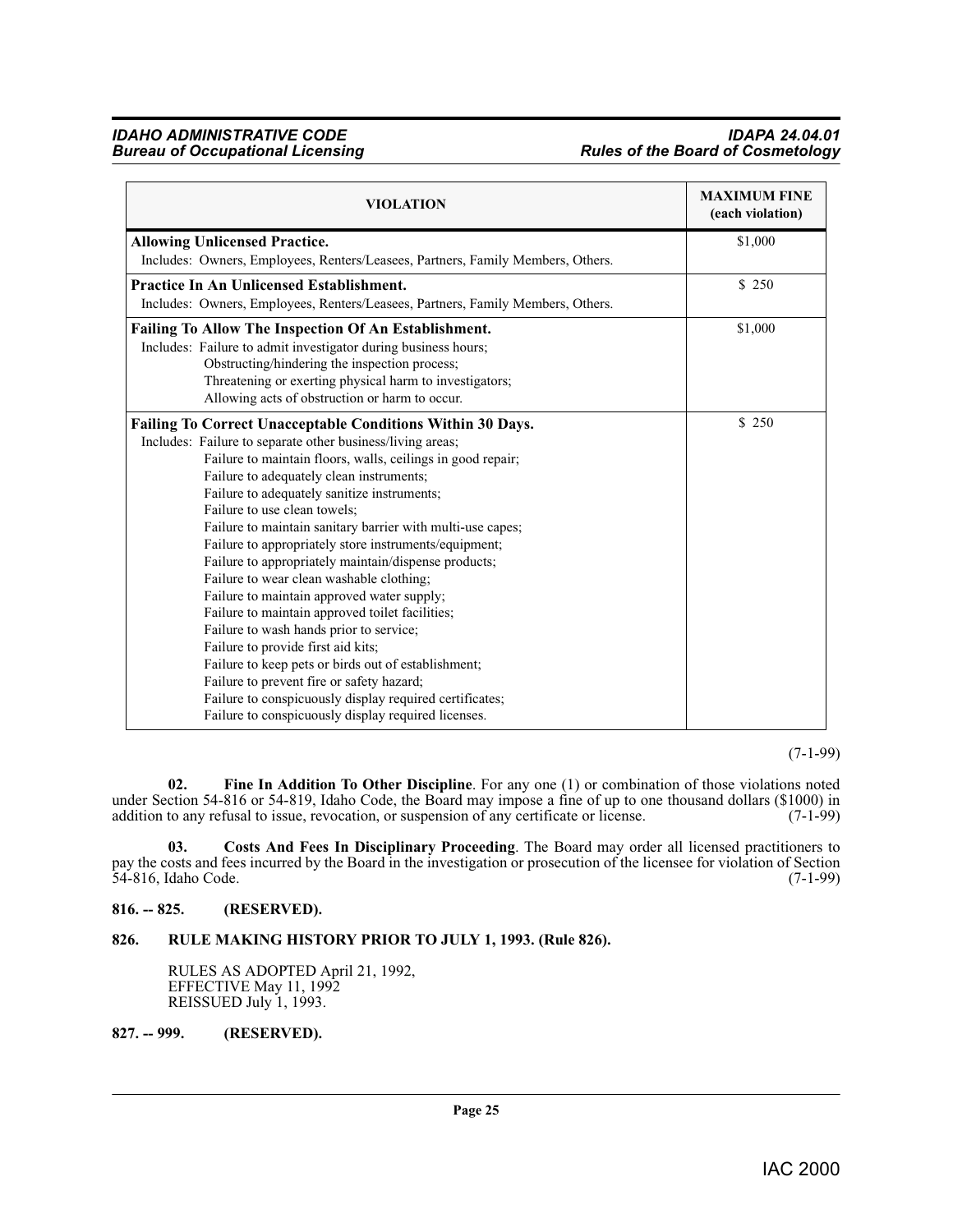| VIOLATION | MAXIMUM FINE (each violation) |
|---|---|
| **Allowing Unlicensed Practice.** Includes: Owners, Employees, Renters/Leasees, Partners, Family Members, Others. | $1,000 |
| **Practice In An Unlicensed Establishment.** Includes: Owners, Employees, Renters/Leasees, Partners, Family Members, Others. | $ 250 |
| **Failing To Allow The Inspection Of An Establishment.** Includes: Failure to admit investigator during business hours; Obstructing/hindering the inspection process; Threatening or exerting physical harm to investigators; Allowing acts of obstruction or harm to occur. | $1,000 |
| **Failing To Correct Unacceptable Conditions Within 30 Days.** Includes: Failure to separate other business/living areas; Failure to maintain floors, walls, ceilings in good repair; Failure to adequately clean instruments; Failure to adequately sanitize instruments; Failure to use clean towels; Failure to maintain sanitary barrier with multi-use capes; Failure to appropriately store instruments/equipment; Failure to appropriately maintain/dispense products; Failure to wear clean washable clothing; Failure to maintain approved water supply; Failure to maintain approved toilet facilities; Failure to wash hands prior to service; Failure to provide first aid kits; Failure to keep pets or birds out of establishment; Failure to prevent fire or safety hazard; Failure to conspicuously display required certificates; Failure to conspicuously display required licenses. | $ 250 |

(7-1-99)

**02. Fine In Addition To Other Discipline**. For any one (1) or combination of those violations noted under Section 54-816 or 54-819, Idaho Code, the Board may impose a fine of up to one thousand dollars ($1000) in addition to any refusal to issue, revocation, or suspension of any certificate or license. (7-1-99)

**03. Costs And Fees In Disciplinary Proceeding**. The Board may order all licensed practitioners to pay the costs and fees incurred by the Board in the investigation or prosecution of the licensee for violation of Section 54-816, Idaho Code. (7-1-99)

## 816. -- 825. (RESERVED).

## 826. RULE MAKING HISTORY PRIOR TO JULY 1, 1993. (Rule 826).

RULES AS ADOPTED April 21, 1992,
EFFECTIVE May 11, 1992
REISSUED July 1, 1993.

## 827. -- 999. (RESERVED).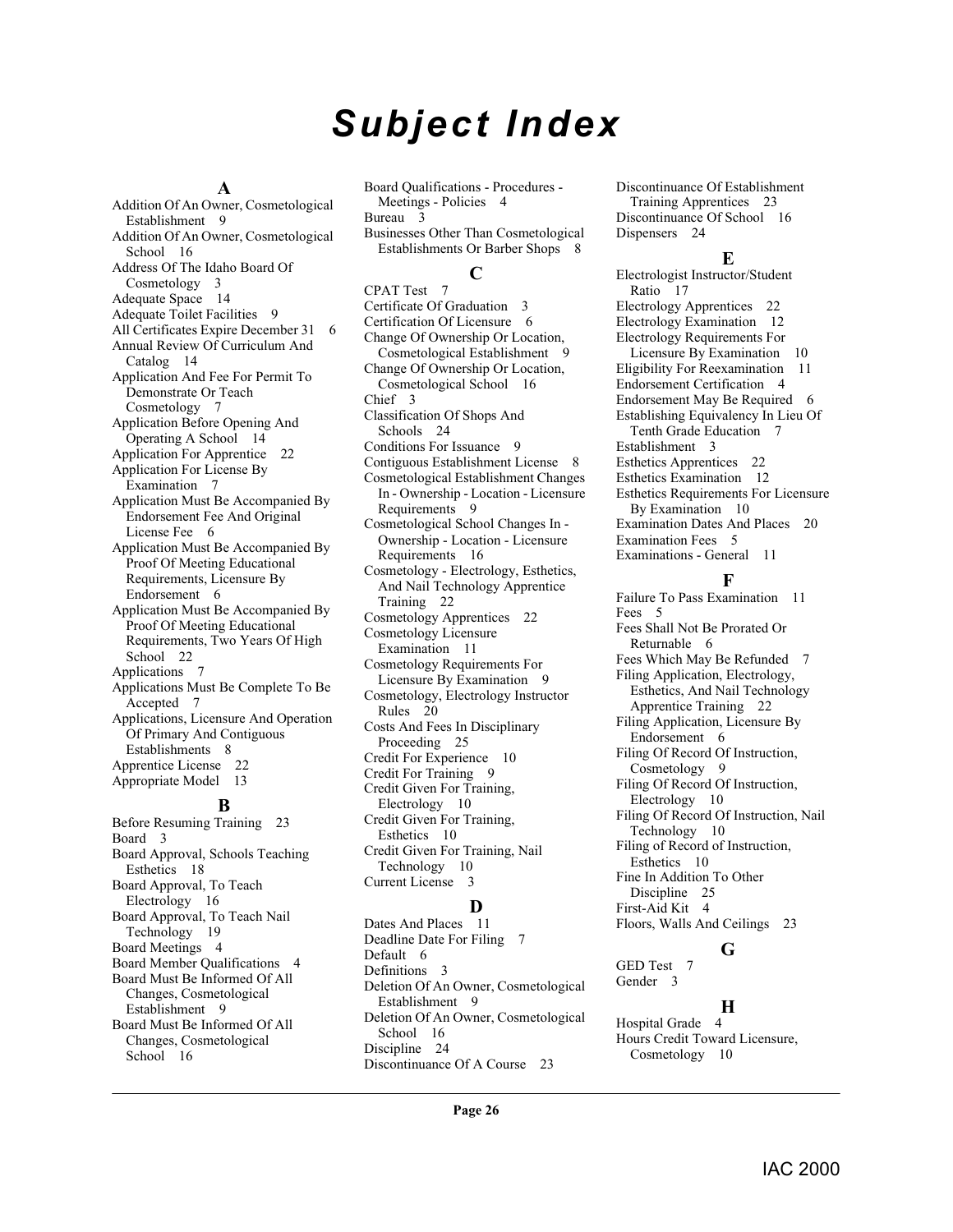# Subject Index

## A

Addition Of An Owner, Cosmetological Establishment 9
Addition Of An Owner, Cosmetological School 16
Address Of The Idaho Board Of Cosmetology 3
Adequate Space 14
Adequate Toilet Facilities 9
All Certificates Expire December 31 6
Annual Review Of Curriculum And Catalog 14
Application And Fee For Permit To Demonstrate Or Teach Cosmetology 7
Application Before Opening And Operating A School 14
Application For Apprentice 22
Application For License By Examination 7
Application Must Be Accompanied By Endorsement Fee And Original License Fee 6
Application Must Be Accompanied By Proof Of Meeting Educational Requirements, Licensure By Endorsement 6
Application Must Be Accompanied By Proof Of Meeting Educational Requirements, Two Years Of High School 22
Applications 7
Applications Must Be Complete To Be Accepted 7
Applications, Licensure And Operation Of Primary And Contiguous Establishments 8
Apprentice License 22
Appropriate Model 13

## B

Before Resuming Training 23
Board 3
Board Approval, Schools Teaching Esthetics 18
Board Approval, To Teach Electrology 16
Board Approval, To Teach Nail Technology 19
Board Meetings 4
Board Member Qualifications 4
Board Must Be Informed Of All Changes, Cosmetological Establishment 9
Board Must Be Informed Of All Changes, Cosmetological School 16
Board Qualifications - Procedures - Meetings - Policies 4
Bureau 3
Businesses Other Than Cosmetological Establishments Or Barber Shops 8

## C

CPAT Test 7
Certificate Of Graduation 3
Certification Of Licensure 6
Change Of Ownership Or Location, Cosmetological Establishment 9
Change Of Ownership Or Location, Cosmetological School 16
Chief 3
Classification Of Shops And Schools 24
Conditions For Issuance 9
Contiguous Establishment License 8
Cosmetological Establishment Changes In - Ownership - Location - Licensure Requirements 9
Cosmetological School Changes In - Ownership - Location - Licensure Requirements 16
Cosmetology - Electrology, Esthetics, And Nail Technology Apprentice Training 22
Cosmetology Apprentices 22
Cosmetology Licensure Examination 11
Cosmetology Requirements For Licensure By Examination 9
Cosmetology, Electrology Instructor Rules 20
Costs And Fees In Disciplinary Proceeding 25
Credit For Experience 10
Credit For Training 9
Credit Given For Training, Electrology 10
Credit Given For Training, Esthetics 10
Credit Given For Training, Nail Technology 10
Current License 3

## D

Dates And Places 11
Deadline Date For Filing 7
Default 6
Definitions 3
Deletion Of An Owner, Cosmetological Establishment 9
Deletion Of An Owner, Cosmetological School 16
Discipline 24
Discontinuance Of A Course 23
Discontinuance Of Establishment Training Apprentices 23
Discontinuance Of School 16
Dispensers 24

## E

Electrologist Instructor/Student Ratio 17
Electrology Apprentices 22
Electrology Examination 12
Electrology Requirements For Licensure By Examination 10
Eligibility For Reexamination 11
Endorsement Certification 4
Endorsement May Be Required 6
Establishing Equivalency In Lieu Of Tenth Grade Education 7
Establishment 3
Esthetics Apprentices 22
Esthetics Examination 12
Esthetics Requirements For Licensure By Examination 10
Examination Dates And Places 20
Examination Fees 5
Examinations - General 11

## F

Failure To Pass Examination 11
Fees 5
Fees Shall Not Be Prorated Or Returnable 6
Fees Which May Be Refunded 7
Filing Application, Electrology, Esthetics, And Nail Technology Apprentice Training 22
Filing Application, Licensure By Endorsement 6
Filing Of Record Of Instruction, Cosmetology 9
Filing Of Record Of Instruction, Electrology 10
Filing Of Record Of Instruction, Nail Technology 10
Filing of Record of Instruction, Esthetics 10
Fine In Addition To Other Discipline 25
First-Aid Kit 4
Floors, Walls And Ceilings 23

## G

GED Test 7
Gender 3

## H

Hospital Grade 4
Hours Credit Toward Licensure, Cosmetology 10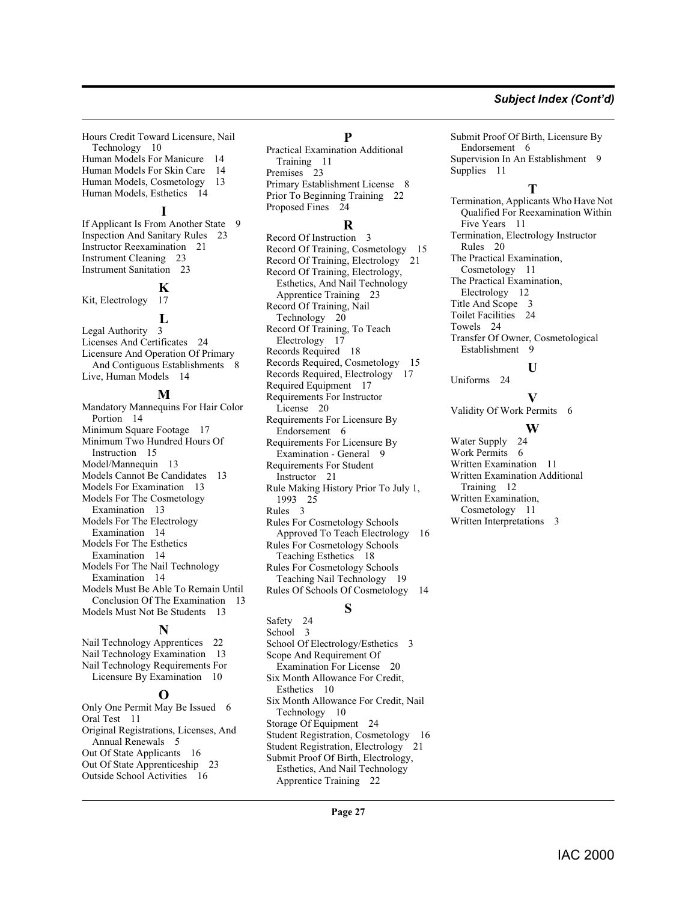Hours Credit Toward Licensure, Nail Technology 10
Human Models For Manicure 14
Human Models For Skin Care 14
Human Models, Cosmetology 13
Human Models, Esthetics 14

**I**

If Applicant Is From Another State 9
Inspection And Sanitary Rules 23
Instructor Reexamination 21
Instrument Cleaning 23
Instrument Sanitation 23

**K**

Kit, Electrology 17

**L**

Legal Authority 3
Licenses And Certificates 24
Licensure And Operation Of Primary And Contiguous Establishments 8
Live, Human Models 14

**M**

Mandatory Mannequins For Hair Color Portion 14
Minimum Square Footage 17
Minimum Two Hundred Hours Of Instruction 15
Model/Mannequin 13
Models Cannot Be Candidates 13
Models For Examination 13
Models For The Cosmetology Examination 13
Models For The Electrology Examination 14
Models For The Esthetics Examination 14
Models For The Nail Technology Examination 14
Models Must Be Able To Remain Until Conclusion Of The Examination 13
Models Must Not Be Students 13

**N**

Nail Technology Apprentices 22
Nail Technology Examination 13
Nail Technology Requirements For Licensure By Examination 10

**O**

Only One Permit May Be Issued 6
Oral Test 11
Original Registrations, Licenses, And Annual Renewals 5
Out Of State Applicants 16
Out Of State Apprenticeship 23
Outside School Activities 16

**P**

Practical Examination Additional Training 11
Premises 23
Primary Establishment License 8
Prior To Beginning Training 22
Proposed Fines 24

**R**

Record Of Instruction 3
Record Of Training, Cosmetology 15
Record Of Training, Electrology 21
Record Of Training, Electrology, Esthetics, And Nail Technology Apprentice Training 23
Record Of Training, Nail Technology 20
Record Of Training, To Teach Electrology 17
Records Required 18
Records Required, Cosmetology 15
Records Required, Electrology 17
Required Equipment 17
Requirements For Instructor License 20
Requirements For Licensure By Endorsement 6
Requirements For Licensure By Examination - General 9
Requirements For Student Instructor 21
Rule Making History Prior To July 1, 1993 25
Rules 3
Rules For Cosmetology Schools Approved To Teach Electrology 16
Rules For Cosmetology Schools Teaching Esthetics 18
Rules For Cosmetology Schools Teaching Nail Technology 19
Rules Of Schools Of Cosmetology 14

**S**

Safety 24
School 3
School Of Electrology/Esthetics 3
Scope And Requirement Of Examination For License 20
Six Month Allowance For Credit, Esthetics 10
Six Month Allowance For Credit, Nail Technology 10
Storage Of Equipment 24
Student Registration, Cosmetology 16
Student Registration, Electrology 21
Submit Proof Of Birth, Electrology, Esthetics, And Nail Technology Apprentice Training 22
Submit Proof Of Birth, Licensure By Endorsement 6
Supervision In An Establishment 9
Supplies 11

**T**

Termination, Applicants Who Have Not Qualified For Reexamination Within Five Years 11
Termination, Electrology Instructor Rules 20
The Practical Examination, Cosmetology 11
The Practical Examination, Electrology 12
Title And Scope 3
Toilet Facilities 24
Towels 24
Transfer Of Owner, Cosmetological Establishment 9

**U**

Uniforms 24

**V**

Validity Of Work Permits 6

**W**

Water Supply 24
Work Permits 6
Written Examination 11
Written Examination Additional Training 12
Written Examination, Cosmetology 11
Written Interpretations 3